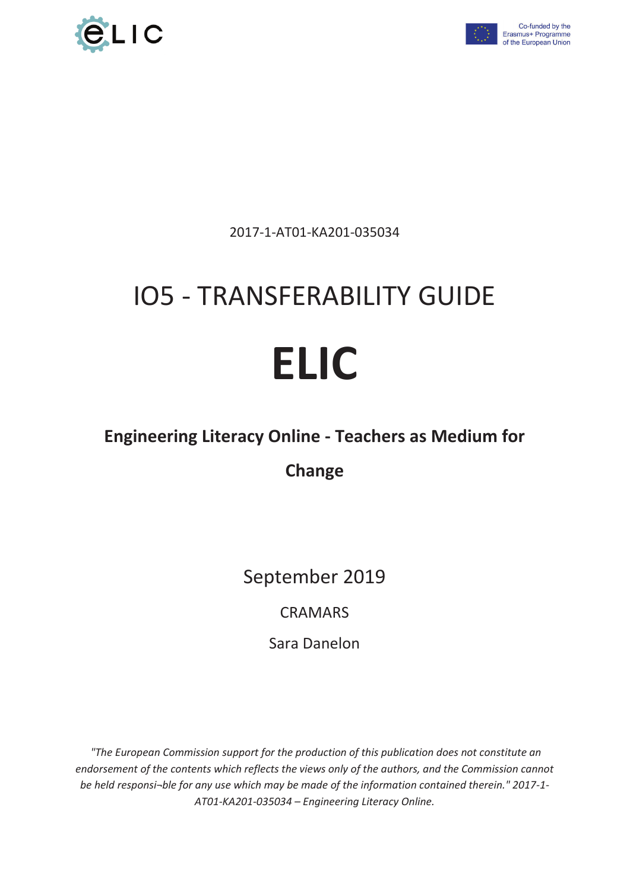2017-1-AT01-KA201-035034

# IO5 - TRANSFERABILITY GUIDE

# ELIC

## Engineering Literacy Online - Teachers as Medium for Change

September 2019

CRAMARS

Sara Danelon

*"The European Commission support for the production of this publication does not constitute an endorsement of the contents which reflects the views only of the authors, and the Commission cannot be held responsi¬ble for any use which may be made of the information contained therein." 2017-1-AT01-KA201-035034 – Engineering Literacy Online.*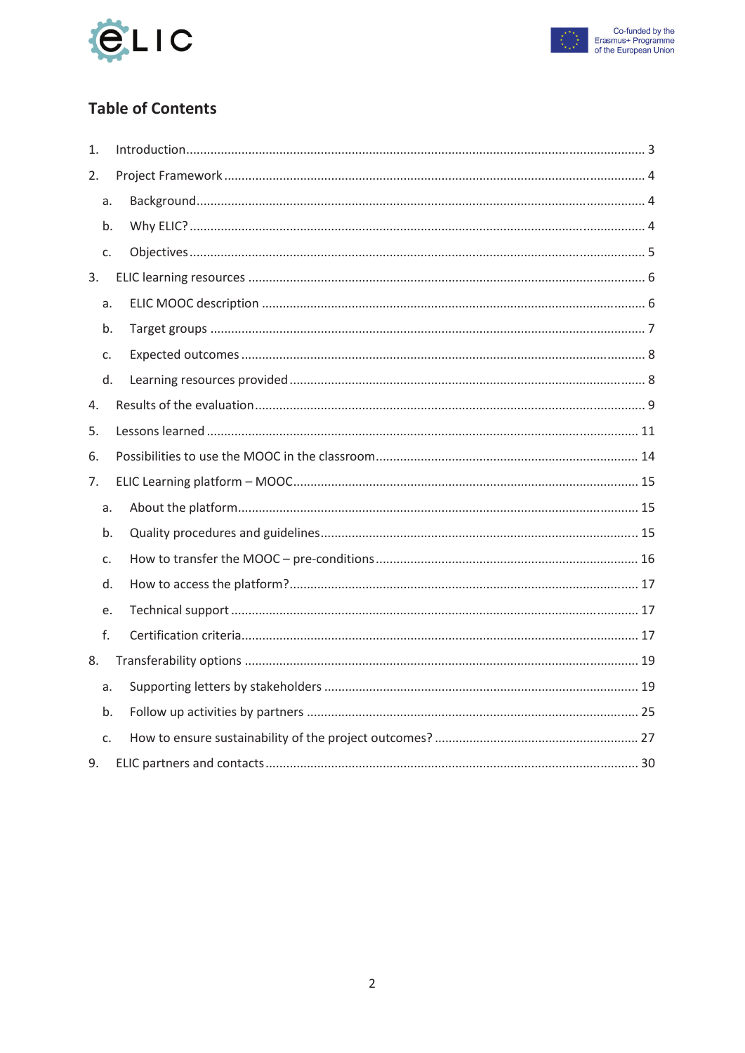## Table of Contents

1. Introduction ........................................................................................................................ 3
2. Project Framework ............................................................................................................. 4
   a. Background ........................................................................................................................ 4
   b. Why ELIC? ......................................................................................................................... 4
   c. Objectives .......................................................................................................................... 5
3. ELIC learning resources ..................................................................................................... 6
   a. ELIC MOOC description ..................................................................................................... 6
   b. Target groups .................................................................................................................... 7
   c. Expected outcomes ........................................................................................................... 8
   d. Learning resources provided ............................................................................................. 8
4. Results of the evaluation ..................................................................................................... 9
5. Lessons learned ................................................................................................................ 11
6. Possibilities to use the MOOC in the classroom ............................................................... 14
7. ELIC Learning platform – MOOC ...................................................................................... 15
   a. About the platform ........................................................................................................... 15
   b. Quality procedures and guidelines .................................................................................. 15
   c. How to transfer the MOOC – pre-conditions ................................................................... 16
   d. How to access the platform? ........................................................................................... 17
   e. Technical support ............................................................................................................ 17
   f. Certification criteria .......................................................................................................... 17
8. Transferability options ...................................................................................................... 19
   a. Supporting letters by stakeholders .................................................................................. 19
   b. Follow up activities by partners ....................................................................................... 25
   c. How to ensure sustainability of the project outcomes? ................................................... 27
9. ELIC partners and contacts .............................................................................................. 30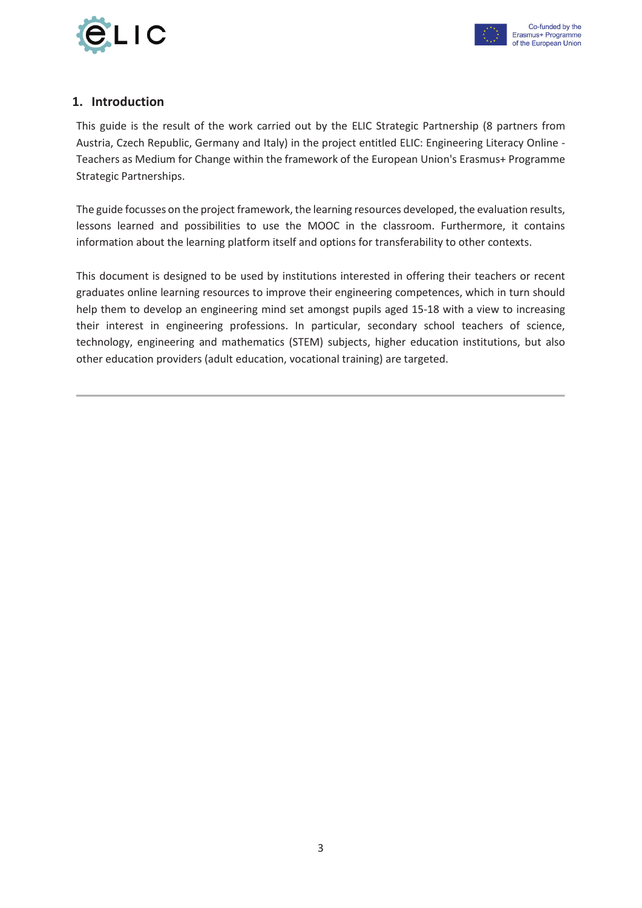## 1. Introduction

This guide is the result of the work carried out by the ELIC Strategic Partnership (8 partners from Austria, Czech Republic, Germany and Italy) in the project entitled ELIC: Engineering Literacy Online - Teachers as Medium for Change within the framework of the European Union's Erasmus+ Programme Strategic Partnerships.

The guide focusses on the project framework, the learning resources developed, the evaluation results, lessons learned and possibilities to use the MOOC in the classroom. Furthermore, it contains information about the learning platform itself and options for transferability to other contexts.

This document is designed to be used by institutions interested in offering their teachers or recent graduates online learning resources to improve their engineering competences, which in turn should help them to develop an engineering mind set amongst pupils aged 15-18 with a view to increasing their interest in engineering professions. In particular, secondary school teachers of science, technology, engineering and mathematics (STEM) subjects, higher education institutions, but also other education providers (adult education, vocational training) are targeted.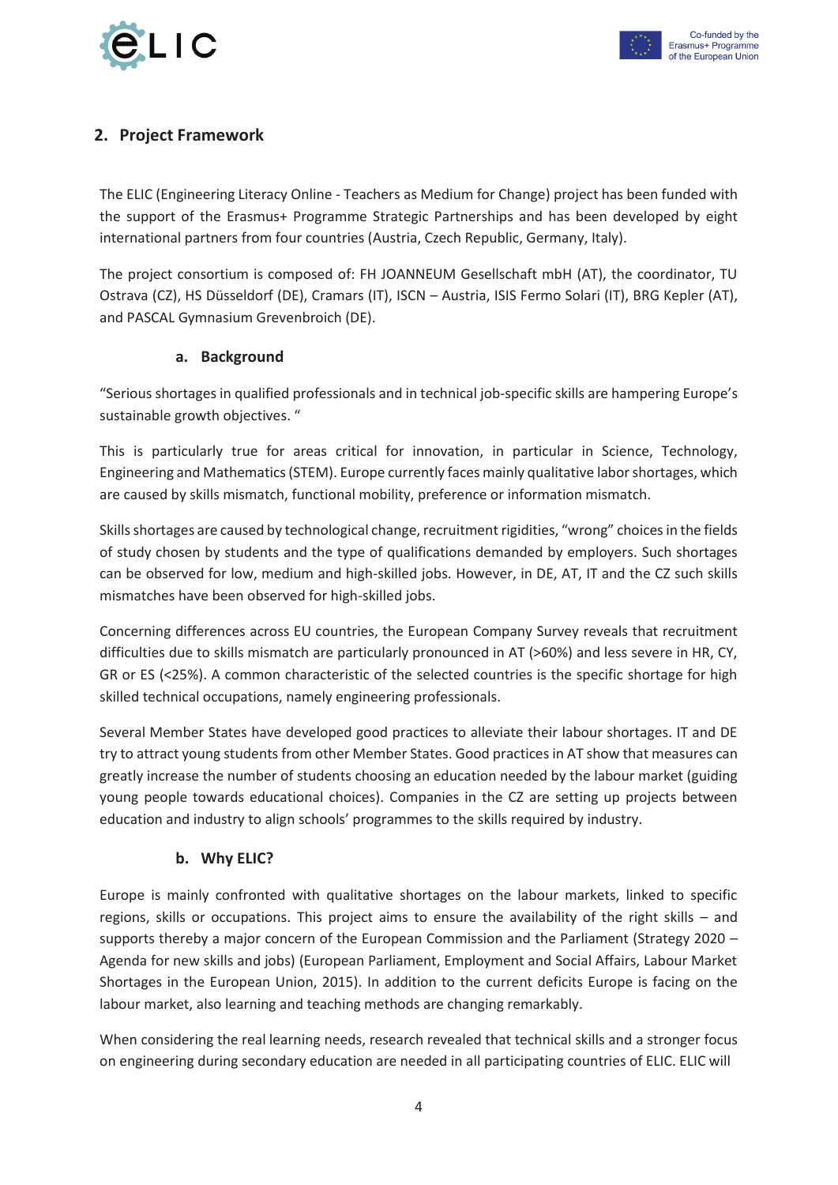## 2. Project Framework

The ELIC (Engineering Literacy Online - Teachers as Medium for Change) project has been funded with the support of the Erasmus+ Programme Strategic Partnerships and has been developed by eight international partners from four countries (Austria, Czech Republic, Germany, Italy).

The project consortium is composed of: FH JOANNEUM Gesellschaft mbH (AT), the coordinator, TU Ostrava (CZ), HS Düsseldorf (DE), Cramars (IT), ISCN – Austria, ISIS Fermo Solari (IT), BRG Kepler (AT), and PASCAL Gymnasium Grevenbroich (DE).

### a. Background

"Serious shortages in qualified professionals and in technical job-specific skills are hampering Europe's sustainable growth objectives. "

This is particularly true for areas critical for innovation, in particular in Science, Technology, Engineering and Mathematics (STEM). Europe currently faces mainly qualitative labor shortages, which are caused by skills mismatch, functional mobility, preference or information mismatch.

Skills shortages are caused by technological change, recruitment rigidities, "wrong" choices in the fields of study chosen by students and the type of qualifications demanded by employers. Such shortages can be observed for low, medium and high-skilled jobs. However, in DE, AT, IT and the CZ such skills mismatches have been observed for high-skilled jobs.

Concerning differences across EU countries, the European Company Survey reveals that recruitment difficulties due to skills mismatch are particularly pronounced in AT (>60%) and less severe in HR, CY, GR or ES (<25%). A common characteristic of the selected countries is the specific shortage for high skilled technical occupations, namely engineering professionals.

Several Member States have developed good practices to alleviate their labour shortages. IT and DE try to attract young students from other Member States. Good practices in AT show that measures can greatly increase the number of students choosing an education needed by the labour market (guiding young people towards educational choices). Companies in the CZ are setting up projects between education and industry to align schools' programmes to the skills required by industry.

### b. Why ELIC?

Europe is mainly confronted with qualitative shortages on the labour markets, linked to specific regions, skills or occupations. This project aims to ensure the availability of the right skills – and supports thereby a major concern of the European Commission and the Parliament (Strategy 2020 – Agenda for new skills and jobs) (European Parliament, Employment and Social Affairs, Labour Market Shortages in the European Union, 2015). In addition to the current deficits Europe is facing on the labour market, also learning and teaching methods are changing remarkably.

When considering the real learning needs, research revealed that technical skills and a stronger focus on engineering during secondary education are needed in all participating countries of ELIC. ELIC will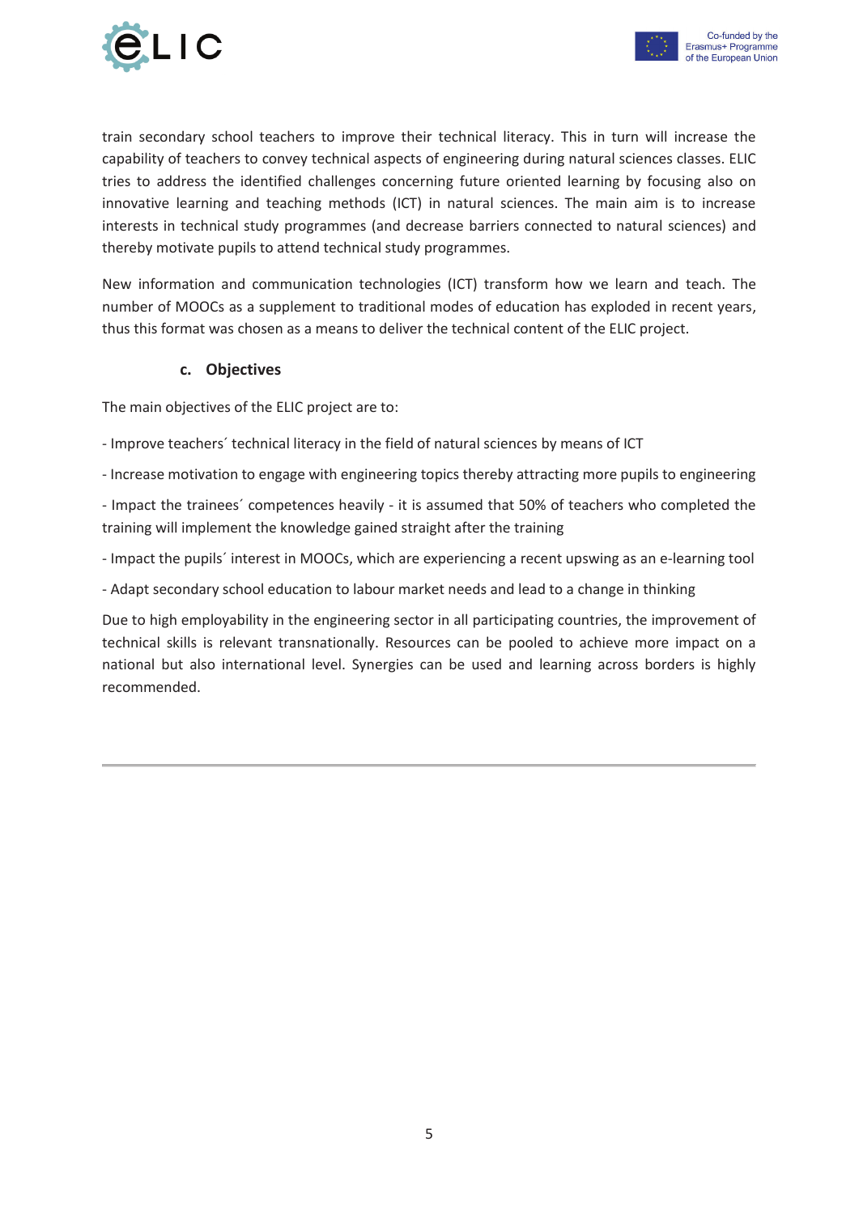train secondary school teachers to improve their technical literacy. This in turn will increase the capability of teachers to convey technical aspects of engineering during natural sciences classes. ELIC tries to address the identified challenges concerning future oriented learning by focusing also on innovative learning and teaching methods (ICT) in natural sciences. The main aim is to increase interests in technical study programmes (and decrease barriers connected to natural sciences) and thereby motivate pupils to attend technical study programmes.

New information and communication technologies (ICT) transform how we learn and teach. The number of MOOCs as a supplement to traditional modes of education has exploded in recent years, thus this format was chosen as a means to deliver the technical content of the ELIC project.

### c. Objectives

The main objectives of the ELIC project are to:

- Improve teachers´ technical literacy in the field of natural sciences by means of ICT
- Increase motivation to engage with engineering topics thereby attracting more pupils to engineering
- Impact the trainees´ competences heavily - it is assumed that 50% of teachers who completed the training will implement the knowledge gained straight after the training
- Impact the pupils´ interest in MOOCs, which are experiencing a recent upswing as an e-learning tool
- Adapt secondary school education to labour market needs and lead to a change in thinking

Due to high employability in the engineering sector in all participating countries, the improvement of technical skills is relevant transnationally. Resources can be pooled to achieve more impact on a national but also international level. Synergies can be used and learning across borders is highly recommended.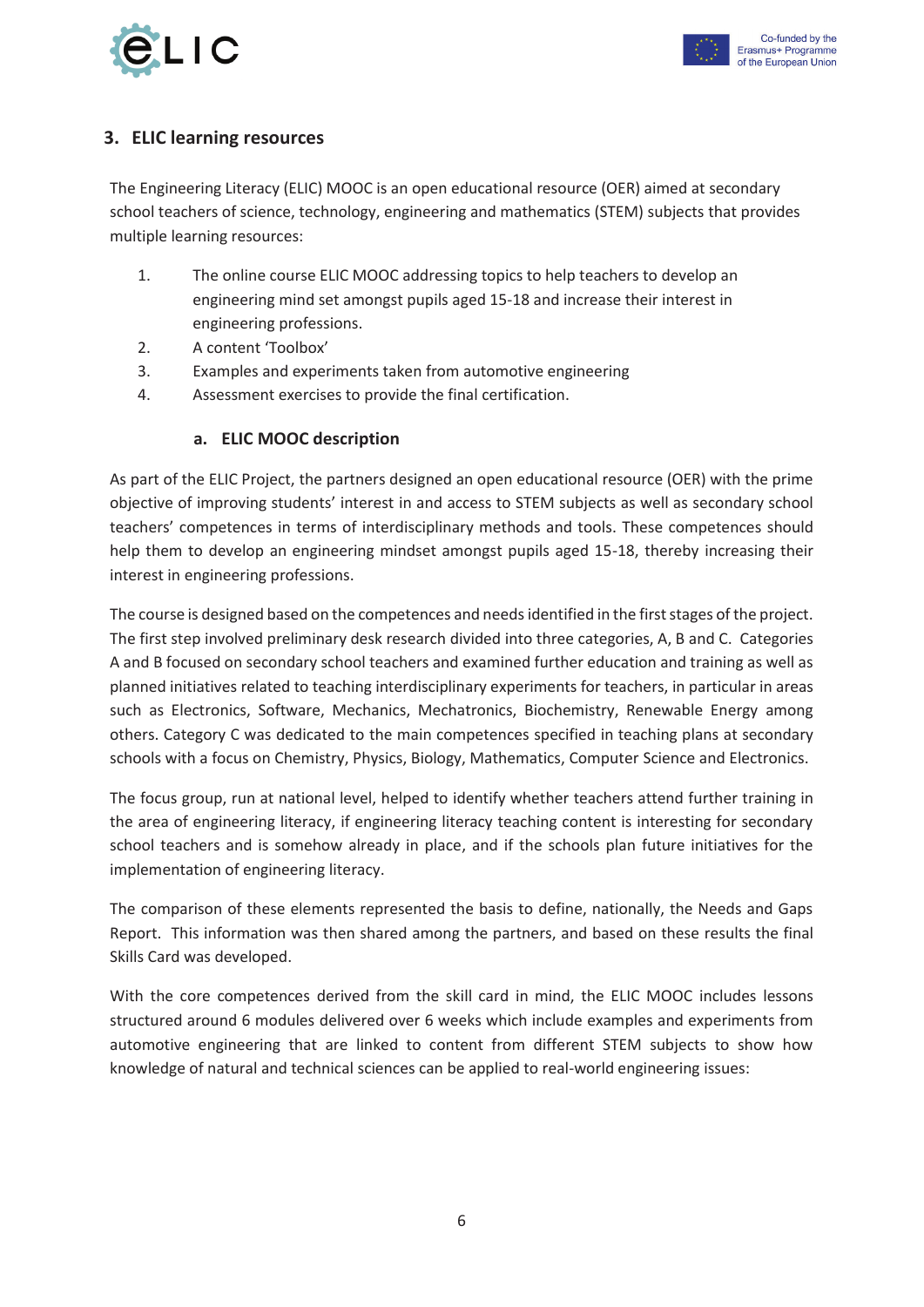## 3. ELIC learning resources

The Engineering Literacy (ELIC) MOOC is an open educational resource (OER) aimed at secondary school teachers of science, technology, engineering and mathematics (STEM) subjects that provides multiple learning resources:

1. The online course ELIC MOOC addressing topics to help teachers to develop an engineering mind set amongst pupils aged 15-18 and increase their interest in engineering professions.
2. A content 'Toolbox'
3. Examples and experiments taken from automotive engineering
4. Assessment exercises to provide the final certification.

### a. ELIC MOOC description

As part of the ELIC Project, the partners designed an open educational resource (OER) with the prime objective of improving students' interest in and access to STEM subjects as well as secondary school teachers' competences in terms of interdisciplinary methods and tools. These competences should help them to develop an engineering mindset amongst pupils aged 15-18, thereby increasing their interest in engineering professions.

The course is designed based on the competences and needs identified in the first stages of the project. The first step involved preliminary desk research divided into three categories, A, B and C. Categories A and B focused on secondary school teachers and examined further education and training as well as planned initiatives related to teaching interdisciplinary experiments for teachers, in particular in areas such as Electronics, Software, Mechanics, Mechatronics, Biochemistry, Renewable Energy among others. Category C was dedicated to the main competences specified in teaching plans at secondary schools with a focus on Chemistry, Physics, Biology, Mathematics, Computer Science and Electronics.

The focus group, run at national level, helped to identify whether teachers attend further training in the area of engineering literacy, if engineering literacy teaching content is interesting for secondary school teachers and is somehow already in place, and if the schools plan future initiatives for the implementation of engineering literacy.

The comparison of these elements represented the basis to define, nationally, the Needs and Gaps Report. This information was then shared among the partners, and based on these results the final Skills Card was developed.

With the core competences derived from the skill card in mind, the ELIC MOOC includes lessons structured around 6 modules delivered over 6 weeks which include examples and experiments from automotive engineering that are linked to content from different STEM subjects to show how knowledge of natural and technical sciences can be applied to real-world engineering issues: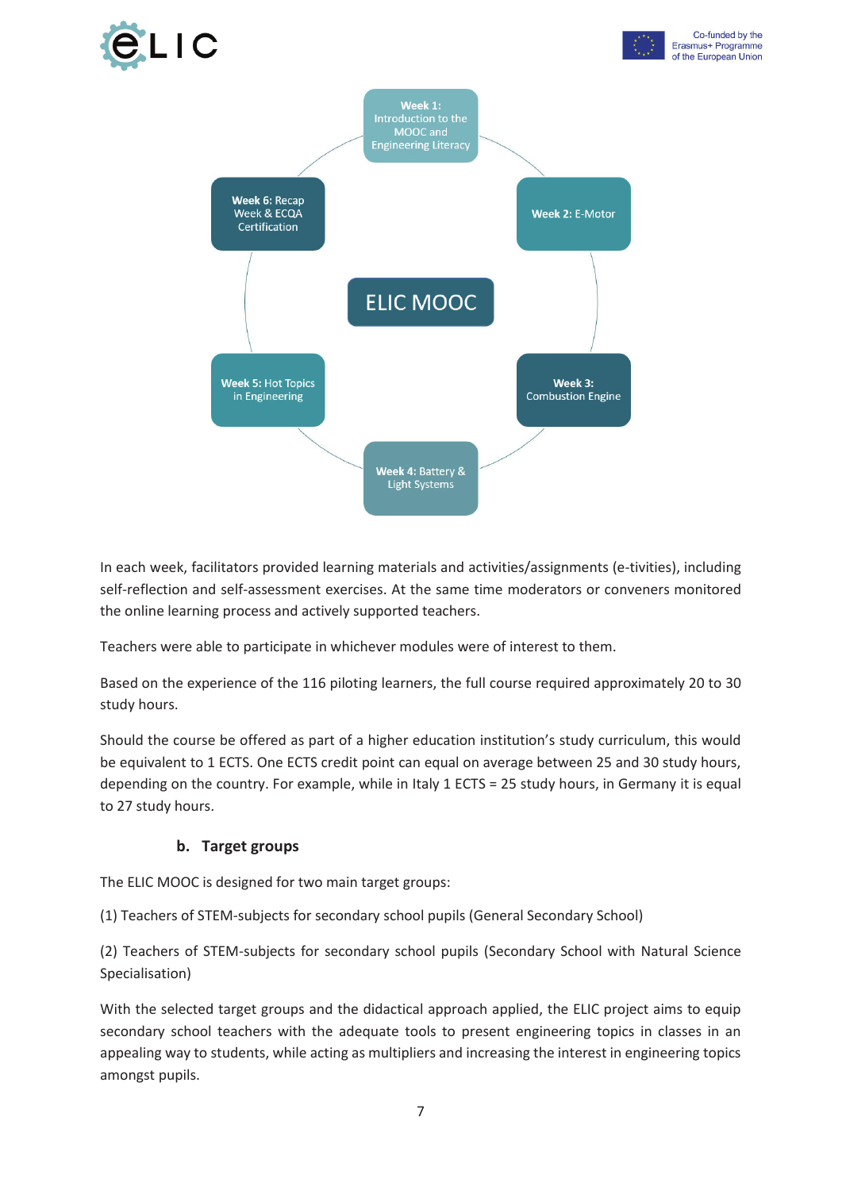Week 1: Introduction to the MOOC and Engineering Literacy

Week 2: E-Motor

Week 3: Combustion Engine

Week 4: Battery & Light Systems

Week 5: Hot Topics in Engineering

Week 6: Recap Week & ECQA Certification

ELIC MOOC

In each week, facilitators provided learning materials and activities/assignments (e-tivities), including self-reflection and self-assessment exercises. At the same time moderators or conveners monitored the online learning process and actively supported teachers.

Teachers were able to participate in whichever modules were of interest to them.

Based on the experience of the 116 piloting learners, the full course required approximately 20 to 30 study hours.

Should the course be offered as part of a higher education institution's study curriculum, this would be equivalent to 1 ECTS. One ECTS credit point can equal on average between 25 and 30 study hours, depending on the country. For example, while in Italy 1 ECTS = 25 study hours, in Germany it is equal to 27 study hours.

### b. Target groups

The ELIC MOOC is designed for two main target groups:

(1) Teachers of STEM-subjects for secondary school pupils (General Secondary School)

(2) Teachers of STEM-subjects for secondary school pupils (Secondary School with Natural Science Specialisation)

With the selected target groups and the didactical approach applied, the ELIC project aims to equip secondary school teachers with the adequate tools to present engineering topics in classes in an appealing way to students, while acting as multipliers and increasing the interest in engineering topics amongst pupils.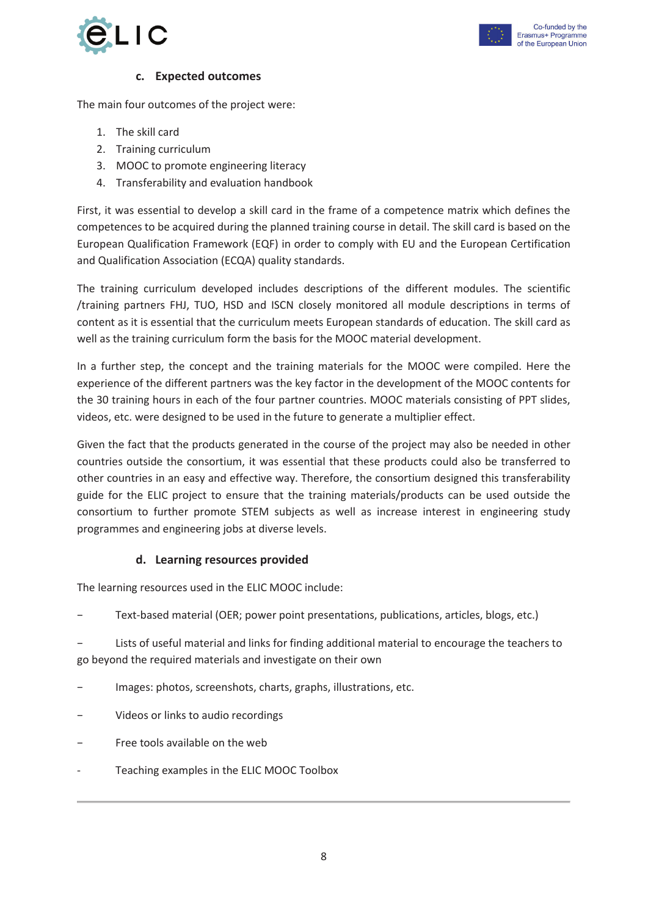### c. Expected outcomes

The main four outcomes of the project were:

1. The skill card
2. Training curriculum
3. MOOC to promote engineering literacy
4. Transferability and evaluation handbook

First, it was essential to develop a skill card in the frame of a competence matrix which defines the competences to be acquired during the planned training course in detail. The skill card is based on the European Qualification Framework (EQF) in order to comply with EU and the European Certification and Qualification Association (ECQA) quality standards.

The training curriculum developed includes descriptions of the different modules. The scientific /training partners FHJ, TUO, HSD and ISCN closely monitored all module descriptions in terms of content as it is essential that the curriculum meets European standards of education. The skill card as well as the training curriculum form the basis for the MOOC material development.

In a further step, the concept and the training materials for the MOOC were compiled. Here the experience of the different partners was the key factor in the development of the MOOC contents for the 30 training hours in each of the four partner countries. MOOC materials consisting of PPT slides, videos, etc. were designed to be used in the future to generate a multiplier effect.

Given the fact that the products generated in the course of the project may also be needed in other countries outside the consortium, it was essential that these products could also be transferred to other countries in an easy and effective way. Therefore, the consortium designed this transferability guide for the ELIC project to ensure that the training materials/products can be used outside the consortium to further promote STEM subjects as well as increase interest in engineering study programmes and engineering jobs at diverse levels.

### d. Learning resources provided

The learning resources used in the ELIC MOOC include:

- Text-based material (OER; power point presentations, publications, articles, blogs, etc.)
- Lists of useful material and links for finding additional material to encourage the teachers to go beyond the required materials and investigate on their own
- Images: photos, screenshots, charts, graphs, illustrations, etc.
- Videos or links to audio recordings
- Free tools available on the web
- Teaching examples in the ELIC MOOC Toolbox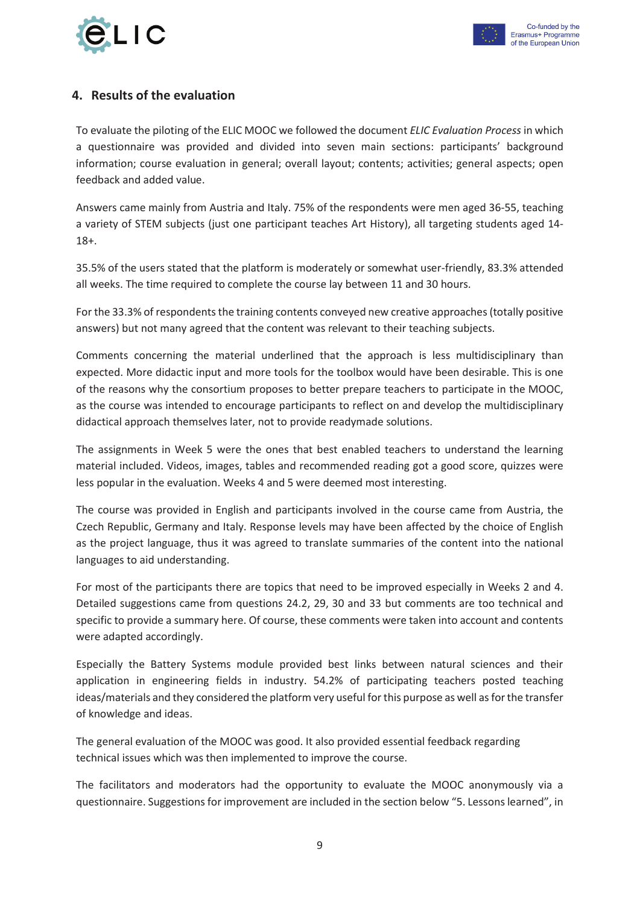## 4. Results of the evaluation

To evaluate the piloting of the ELIC MOOC we followed the document *ELIC Evaluation Process* in which a questionnaire was provided and divided into seven main sections: participants' background information; course evaluation in general; overall layout; contents; activities; general aspects; open feedback and added value.

Answers came mainly from Austria and Italy. 75% of the respondents were men aged 36-55, teaching a variety of STEM subjects (just one participant teaches Art History), all targeting students aged 14-18+.

35.5% of the users stated that the platform is moderately or somewhat user-friendly, 83.3% attended all weeks. The time required to complete the course lay between 11 and 30 hours.

For the 33.3% of respondents the training contents conveyed new creative approaches (totally positive answers) but not many agreed that the content was relevant to their teaching subjects.

Comments concerning the material underlined that the approach is less multidisciplinary than expected. More didactic input and more tools for the toolbox would have been desirable. This is one of the reasons why the consortium proposes to better prepare teachers to participate in the MOOC, as the course was intended to encourage participants to reflect on and develop the multidisciplinary didactical approach themselves later, not to provide readymade solutions.

The assignments in Week 5 were the ones that best enabled teachers to understand the learning material included. Videos, images, tables and recommended reading got a good score, quizzes were less popular in the evaluation. Weeks 4 and 5 were deemed most interesting.

The course was provided in English and participants involved in the course came from Austria, the Czech Republic, Germany and Italy. Response levels may have been affected by the choice of English as the project language, thus it was agreed to translate summaries of the content into the national languages to aid understanding.

For most of the participants there are topics that need to be improved especially in Weeks 2 and 4. Detailed suggestions came from questions 24.2, 29, 30 and 33 but comments are too technical and specific to provide a summary here. Of course, these comments were taken into account and contents were adapted accordingly.

Especially the Battery Systems module provided best links between natural sciences and their application in engineering fields in industry. 54.2% of participating teachers posted teaching ideas/materials and they considered the platform very useful for this purpose as well as for the transfer of knowledge and ideas.

The general evaluation of the MOOC was good. It also provided essential feedback regarding technical issues which was then implemented to improve the course.

The facilitators and moderators had the opportunity to evaluate the MOOC anonymously via a questionnaire. Suggestions for improvement are included in the section below "5. Lessons learned", in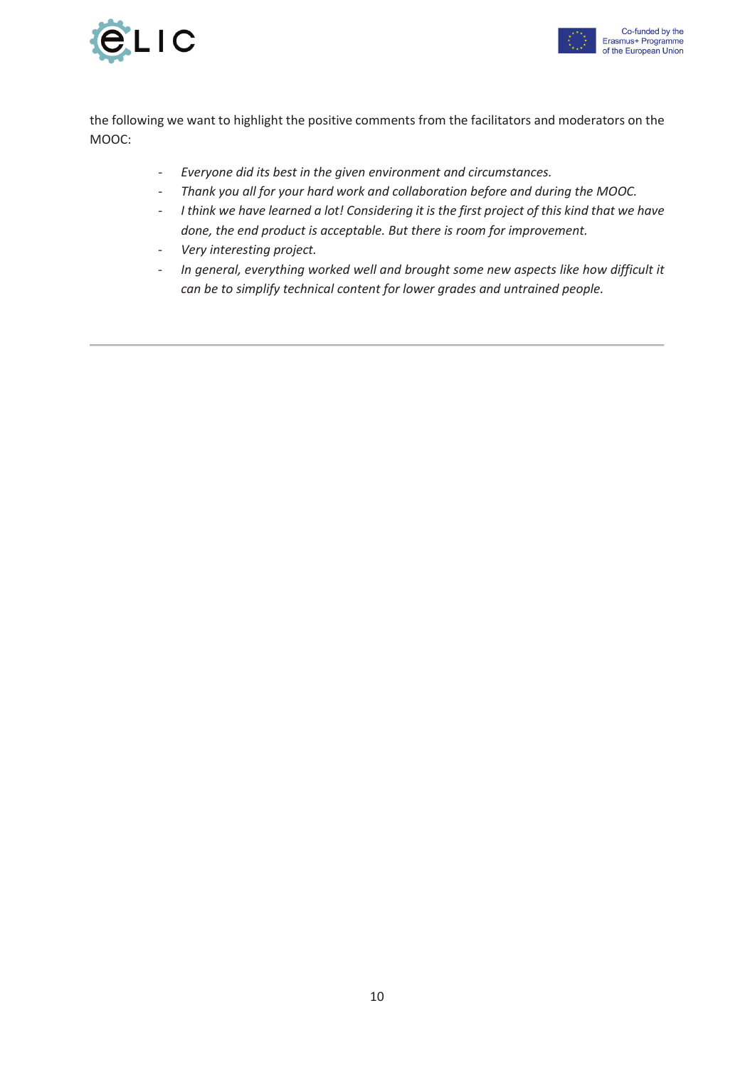the following we want to highlight the positive comments from the facilitators and moderators on the MOOC:

- *Everyone did its best in the given environment and circumstances.*
- *Thank you all for your hard work and collaboration before and during the MOOC.*
- *I think we have learned a lot! Considering it is the first project of this kind that we have done, the end product is acceptable. But there is room for improvement.*
- *Very interesting project.*
- *In general, everything worked well and brought some new aspects like how difficult it can be to simplify technical content for lower grades and untrained people.*

---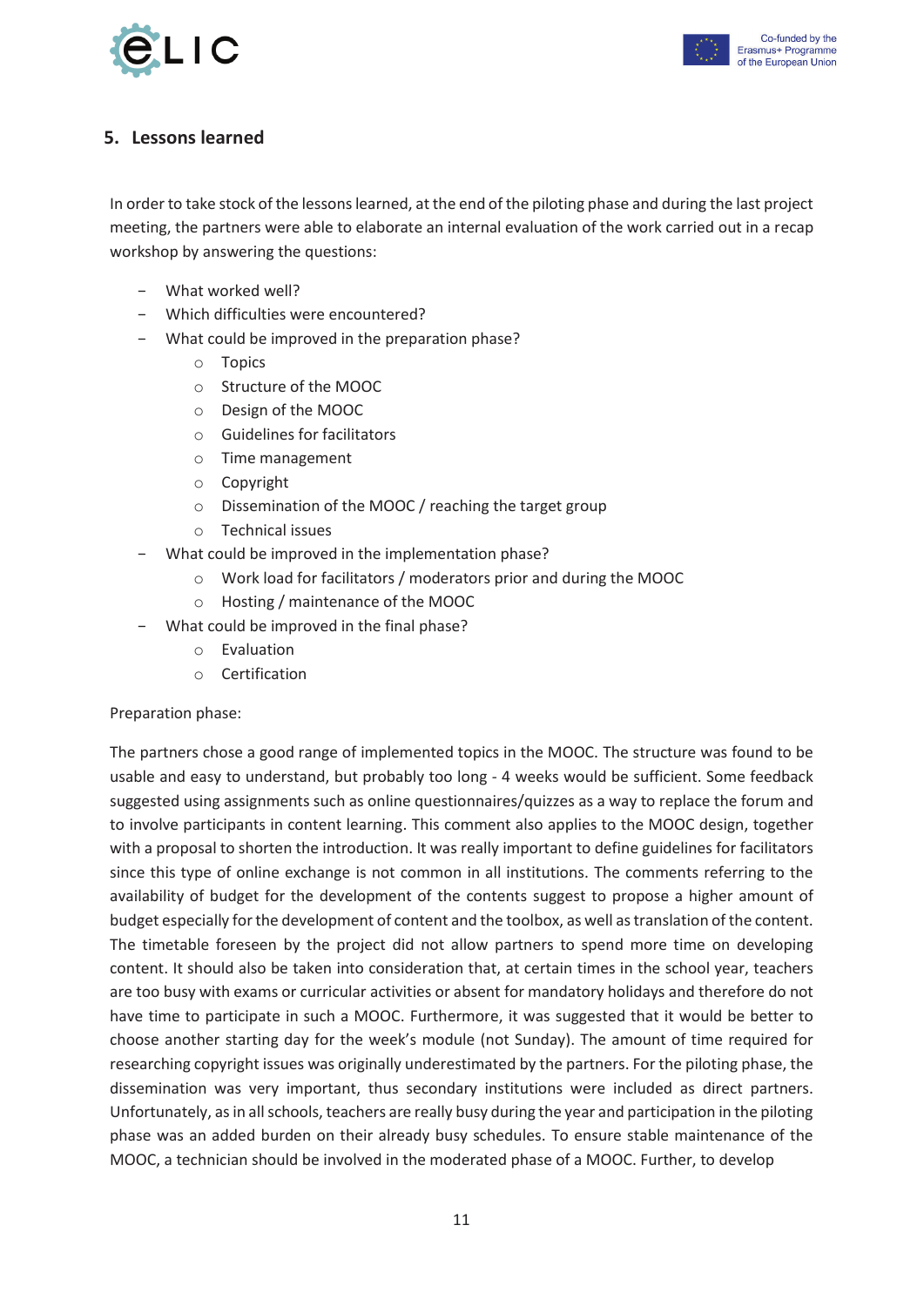## 5. Lessons learned

In order to take stock of the lessons learned, at the end of the piloting phase and during the last project meeting, the partners were able to elaborate an internal evaluation of the work carried out in a recap workshop by answering the questions:

- What worked well?
- Which difficulties were encountered?
- What could be improved in the preparation phase?
  - Topics
  - Structure of the MOOC
  - Design of the MOOC
  - Guidelines for facilitators
  - Time management
  - Copyright
  - Dissemination of the MOOC / reaching the target group
  - Technical issues
- What could be improved in the implementation phase?
  - Work load for facilitators / moderators prior and during the MOOC
  - Hosting / maintenance of the MOOC
- What could be improved in the final phase?
  - Evaluation
  - Certification

Preparation phase:

The partners chose a good range of implemented topics in the MOOC. The structure was found to be usable and easy to understand, but probably too long - 4 weeks would be sufficient. Some feedback suggested using assignments such as online questionnaires/quizzes as a way to replace the forum and to involve participants in content learning. This comment also applies to the MOOC design, together with a proposal to shorten the introduction. It was really important to define guidelines for facilitators since this type of online exchange is not common in all institutions. The comments referring to the availability of budget for the development of the contents suggest to propose a higher amount of budget especially for the development of content and the toolbox, as well as translation of the content. The timetable foreseen by the project did not allow partners to spend more time on developing content. It should also be taken into consideration that, at certain times in the school year, teachers are too busy with exams or curricular activities or absent for mandatory holidays and therefore do not have time to participate in such a MOOC. Furthermore, it was suggested that it would be better to choose another starting day for the week's module (not Sunday). The amount of time required for researching copyright issues was originally underestimated by the partners. For the piloting phase, the dissemination was very important, thus secondary institutions were included as direct partners. Unfortunately, as in all schools, teachers are really busy during the year and participation in the piloting phase was an added burden on their already busy schedules. To ensure stable maintenance of the MOOC, a technician should be involved in the moderated phase of a MOOC. Further, to develop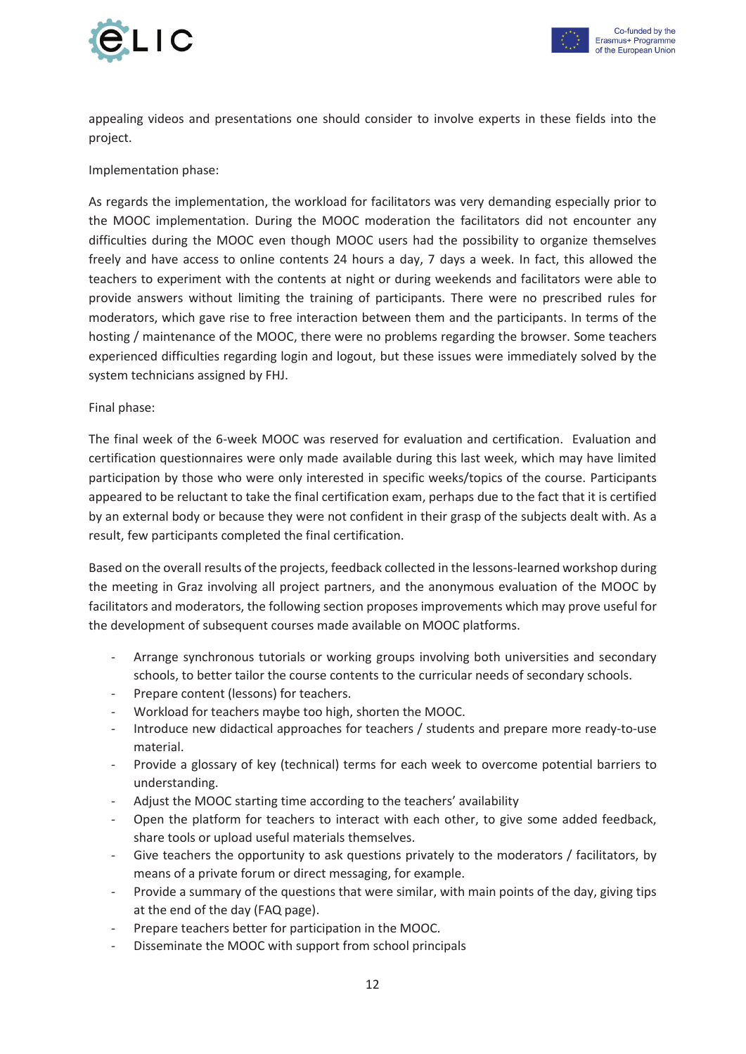appealing videos and presentations one should consider to involve experts in these fields into the project.

Implementation phase:

As regards the implementation, the workload for facilitators was very demanding especially prior to the MOOC implementation. During the MOOC moderation the facilitators did not encounter any difficulties during the MOOC even though MOOC users had the possibility to organize themselves freely and have access to online contents 24 hours a day, 7 days a week. In fact, this allowed the teachers to experiment with the contents at night or during weekends and facilitators were able to provide answers without limiting the training of participants. There were no prescribed rules for moderators, which gave rise to free interaction between them and the participants. In terms of the hosting / maintenance of the MOOC, there were no problems regarding the browser. Some teachers experienced difficulties regarding login and logout, but these issues were immediately solved by the system technicians assigned by FHJ.

Final phase:

The final week of the 6-week MOOC was reserved for evaluation and certification. Evaluation and certification questionnaires were only made available during this last week, which may have limited participation by those who were only interested in specific weeks/topics of the course. Participants appeared to be reluctant to take the final certification exam, perhaps due to the fact that it is certified by an external body or because they were not confident in their grasp of the subjects dealt with. As a result, few participants completed the final certification.

Based on the overall results of the projects, feedback collected in the lessons-learned workshop during the meeting in Graz involving all project partners, and the anonymous evaluation of the MOOC by facilitators and moderators, the following section proposes improvements which may prove useful for the development of subsequent courses made available on MOOC platforms.

- Arrange synchronous tutorials or working groups involving both universities and secondary schools, to better tailor the course contents to the curricular needs of secondary schools.
- Prepare content (lessons) for teachers.
- Workload for teachers maybe too high, shorten the MOOC.
- Introduce new didactical approaches for teachers / students and prepare more ready-to-use material.
- Provide a glossary of key (technical) terms for each week to overcome potential barriers to understanding.
- Adjust the MOOC starting time according to the teachers' availability
- Open the platform for teachers to interact with each other, to give some added feedback, share tools or upload useful materials themselves.
- Give teachers the opportunity to ask questions privately to the moderators / facilitators, by means of a private forum or direct messaging, for example.
- Provide a summary of the questions that were similar, with main points of the day, giving tips at the end of the day (FAQ page).
- Prepare teachers better for participation in the MOOC.
- Disseminate the MOOC with support from school principals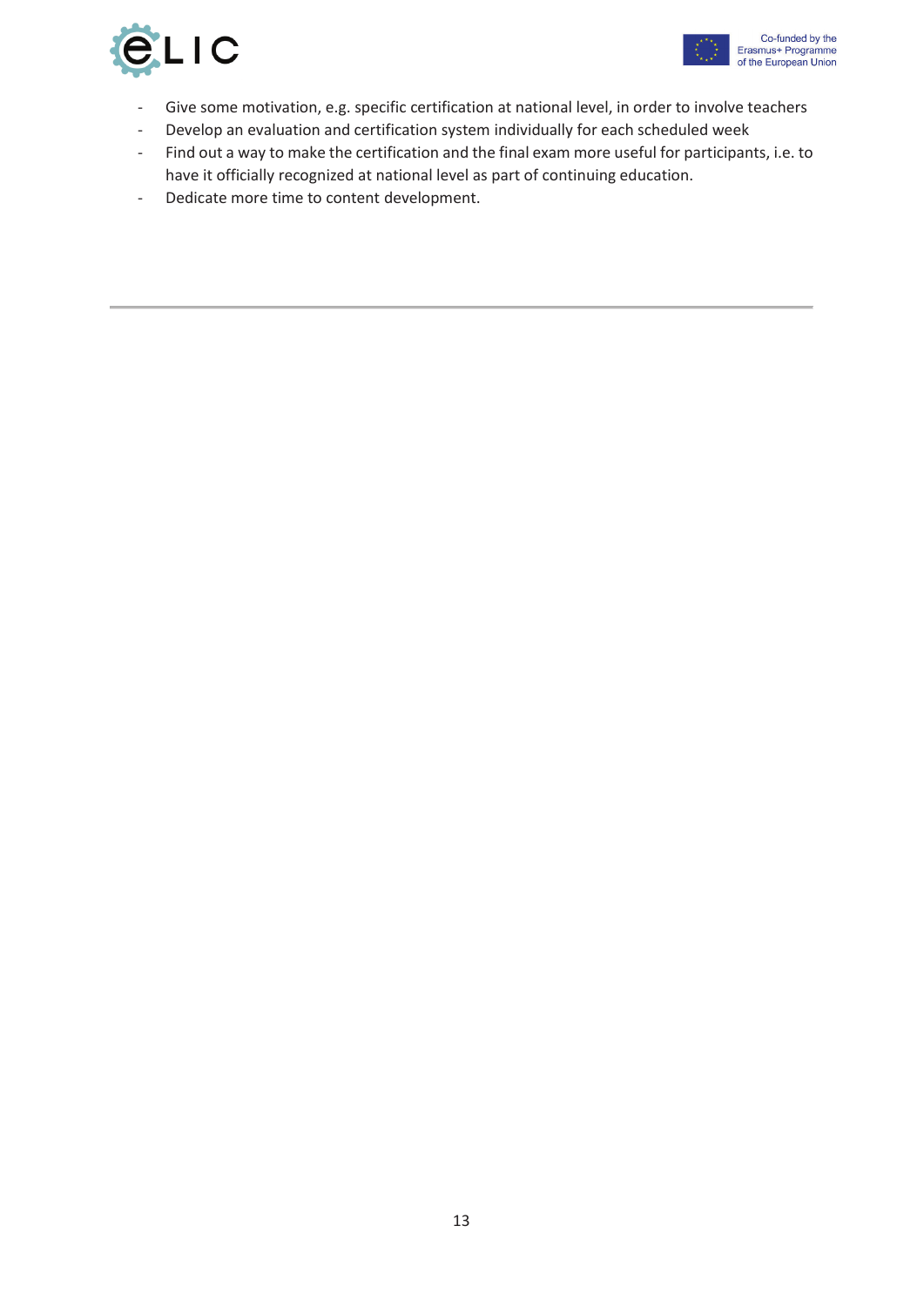- Give some motivation, e.g. specific certification at national level, in order to involve teachers
- Develop an evaluation and certification system individually for each scheduled week
- Find out a way to make the certification and the final exam more useful for participants, i.e. to have it officially recognized at national level as part of continuing education.
- Dedicate more time to content development.

---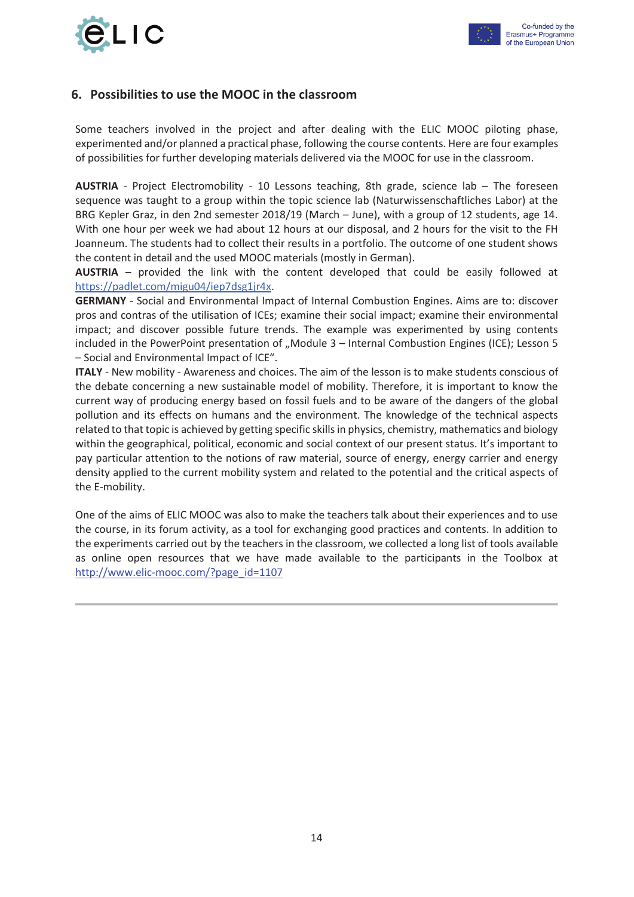## 6. Possibilities to use the MOOC in the classroom

Some teachers involved in the project and after dealing with the ELIC MOOC piloting phase, experimented and/or planned a practical phase, following the course contents. Here are four examples of possibilities for further developing materials delivered via the MOOC for use in the classroom.

**AUSTRIA** - Project Electromobility - 10 Lessons teaching, 8th grade, science lab – The foreseen sequence was taught to a group within the topic science lab (Naturwissenschaftliches Labor) at the BRG Kepler Graz, in den 2nd semester 2018/19 (March – June), with a group of 12 students, age 14. With one hour per week we had about 12 hours at our disposal, and 2 hours for the visit to the FH Joanneum. The students had to collect their results in a portfolio. The outcome of one student shows the content in detail and the used MOOC materials (mostly in German).
**AUSTRIA** – provided the link with the content developed that could be easily followed at https://padlet.com/migu04/iep7dsg1jr4x.
**GERMANY** - Social and Environmental Impact of Internal Combustion Engines. Aims are to: discover pros and contras of the utilisation of ICEs; examine their social impact; examine their environmental impact; and discover possible future trends. The example was experimented by using contents included in the PowerPoint presentation of „Module 3 – Internal Combustion Engines (ICE); Lesson 5 – Social and Environmental Impact of ICE".
**ITALY** - New mobility - Awareness and choices. The aim of the lesson is to make students conscious of the debate concerning a new sustainable model of mobility. Therefore, it is important to know the current way of producing energy based on fossil fuels and to be aware of the dangers of the global pollution and its effects on humans and the environment. The knowledge of the technical aspects related to that topic is achieved by getting specific skills in physics, chemistry, mathematics and biology within the geographical, political, economic and social context of our present status. It's important to pay particular attention to the notions of raw material, source of energy, energy carrier and energy density applied to the current mobility system and related to the potential and the critical aspects of the E-mobility.

One of the aims of ELIC MOOC was also to make the teachers talk about their experiences and to use the course, in its forum activity, as a tool for exchanging good practices and contents. In addition to the experiments carried out by the teachers in the classroom, we collected a long list of tools available as online open resources that we have made available to the participants in the Toolbox at http://www.elic-mooc.com/?page_id=1107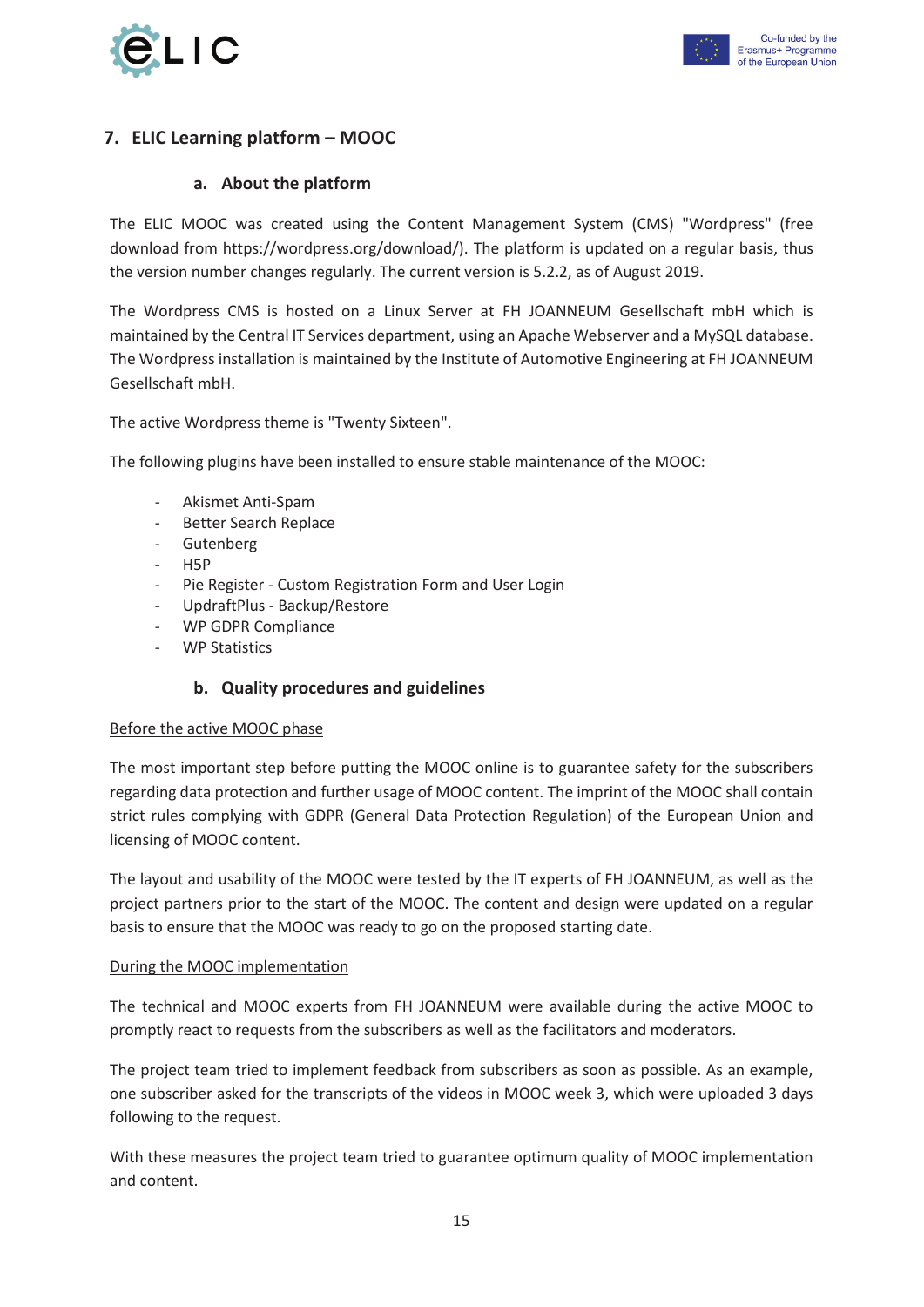## 7. ELIC Learning platform – MOOC

### a. About the platform

The ELIC MOOC was created using the Content Management System (CMS) "Wordpress" (free download from https://wordpress.org/download/). The platform is updated on a regular basis, thus the version number changes regularly. The current version is 5.2.2, as of August 2019.

The Wordpress CMS is hosted on a Linux Server at FH JOANNEUM Gesellschaft mbH which is maintained by the Central IT Services department, using an Apache Webserver and a MySQL database. The Wordpress installation is maintained by the Institute of Automotive Engineering at FH JOANNEUM Gesellschaft mbH.

The active Wordpress theme is "Twenty Sixteen".

The following plugins have been installed to ensure stable maintenance of the MOOC:

- Akismet Anti-Spam
- Better Search Replace
- Gutenberg
- H5P
- Pie Register - Custom Registration Form and User Login
- UpdraftPlus - Backup/Restore
- WP GDPR Compliance
- WP Statistics

### b. Quality procedures and guidelines

Before the active MOOC phase

The most important step before putting the MOOC online is to guarantee safety for the subscribers regarding data protection and further usage of MOOC content. The imprint of the MOOC shall contain strict rules complying with GDPR (General Data Protection Regulation) of the European Union and licensing of MOOC content.

The layout and usability of the MOOC were tested by the IT experts of FH JOANNEUM, as well as the project partners prior to the start of the MOOC. The content and design were updated on a regular basis to ensure that the MOOC was ready to go on the proposed starting date.

During the MOOC implementation

The technical and MOOC experts from FH JOANNEUM were available during the active MOOC to promptly react to requests from the subscribers as well as the facilitators and moderators.

The project team tried to implement feedback from subscribers as soon as possible. As an example, one subscriber asked for the transcripts of the videos in MOOC week 3, which were uploaded 3 days following to the request.

With these measures the project team tried to guarantee optimum quality of MOOC implementation and content.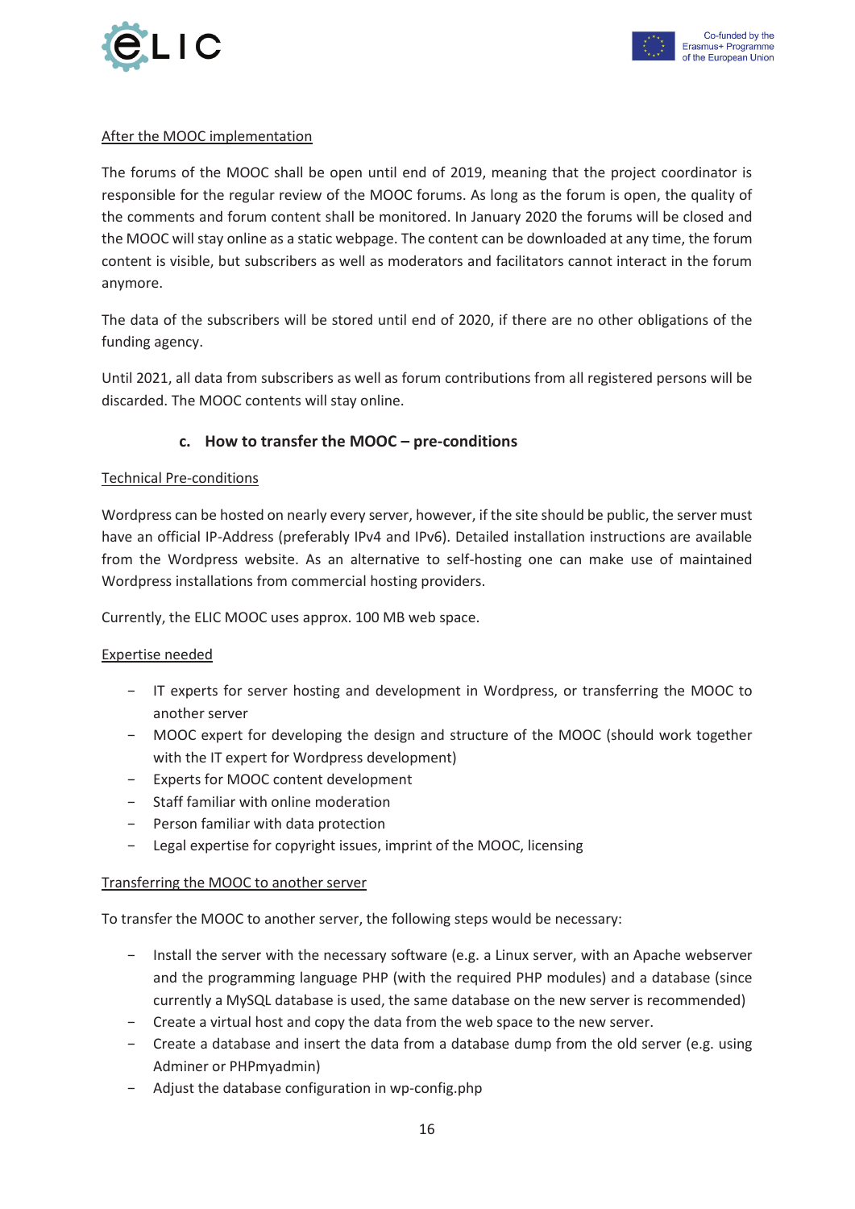After the MOOC implementation

The forums of the MOOC shall be open until end of 2019, meaning that the project coordinator is responsible for the regular review of the MOOC forums. As long as the forum is open, the quality of the comments and forum content shall be monitored. In January 2020 the forums will be closed and the MOOC will stay online as a static webpage. The content can be downloaded at any time, the forum content is visible, but subscribers as well as moderators and facilitators cannot interact in the forum anymore.

The data of the subscribers will be stored until end of 2020, if there are no other obligations of the funding agency.

Until 2021, all data from subscribers as well as forum contributions from all registered persons will be discarded. The MOOC contents will stay online.

### c. How to transfer the MOOC – pre-conditions

Technical Pre-conditions

Wordpress can be hosted on nearly every server, however, if the site should be public, the server must have an official IP-Address (preferably IPv4 and IPv6). Detailed installation instructions are available from the Wordpress website. As an alternative to self-hosting one can make use of maintained Wordpress installations from commercial hosting providers.

Currently, the ELIC MOOC uses approx. 100 MB web space.

Expertise needed

- IT experts for server hosting and development in Wordpress, or transferring the MOOC to another server
- MOOC expert for developing the design and structure of the MOOC (should work together with the IT expert for Wordpress development)
- Experts for MOOC content development
- Staff familiar with online moderation
- Person familiar with data protection
- Legal expertise for copyright issues, imprint of the MOOC, licensing

Transferring the MOOC to another server

To transfer the MOOC to another server, the following steps would be necessary:

- Install the server with the necessary software (e.g. a Linux server, with an Apache webserver and the programming language PHP (with the required PHP modules) and a database (since currently a MySQL database is used, the same database on the new server is recommended)
- Create a virtual host and copy the data from the web space to the new server.
- Create a database and insert the data from a database dump from the old server (e.g. using Adminer or PHPmyadmin)
- Adjust the database configuration in wp-config.php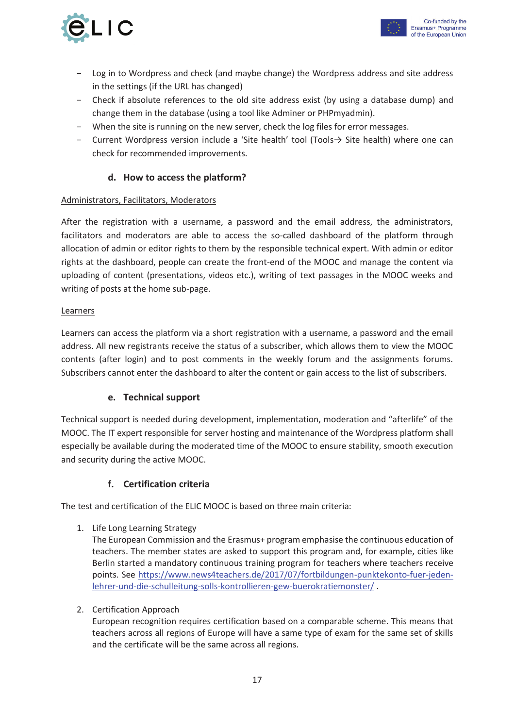- Log in to Wordpress and check (and maybe change) the Wordpress address and site address in the settings (if the URL has changed)
- Check if absolute references to the old site address exist (by using a database dump) and change them in the database (using a tool like Adminer or PHPmyadmin).
- When the site is running on the new server, check the log files for error messages.
- Current Wordpress version include a 'Site health' tool (Tools→ Site health) where one can check for recommended improvements.

### d. How to access the platform?

Administrators, Facilitators, Moderators

After the registration with a username, a password and the email address, the administrators, facilitators and moderators are able to access the so-called dashboard of the platform through allocation of admin or editor rights to them by the responsible technical expert. With admin or editor rights at the dashboard, people can create the front-end of the MOOC and manage the content via uploading of content (presentations, videos etc.), writing of text passages in the MOOC weeks and writing of posts at the home sub-page.

Learners

Learners can access the platform via a short registration with a username, a password and the email address. All new registrants receive the status of a subscriber, which allows them to view the MOOC contents (after login) and to post comments in the weekly forum and the assignments forums. Subscribers cannot enter the dashboard to alter the content or gain access to the list of subscribers.

### e. Technical support

Technical support is needed during development, implementation, moderation and "afterlife" of the MOOC. The IT expert responsible for server hosting and maintenance of the Wordpress platform shall especially be available during the moderated time of the MOOC to ensure stability, smooth execution and security during the active MOOC.

### f. Certification criteria

The test and certification of the ELIC MOOC is based on three main criteria:

1. Life Long Learning Strategy
   The European Commission and the Erasmus+ program emphasise the continuous education of teachers. The member states are asked to support this program and, for example, cities like Berlin started a mandatory continuous training program for teachers where teachers receive points. See https://www.news4teachers.de/2017/07/fortbildungen-punktekonto-fuer-jeden-lehrer-und-die-schulleitung-solls-kontrollieren-gew-buerokratiemonster/ .

2. Certification Approach
   European recognition requires certification based on a comparable scheme. This means that teachers across all regions of Europe will have a same type of exam for the same set of skills and the certificate will be the same across all regions.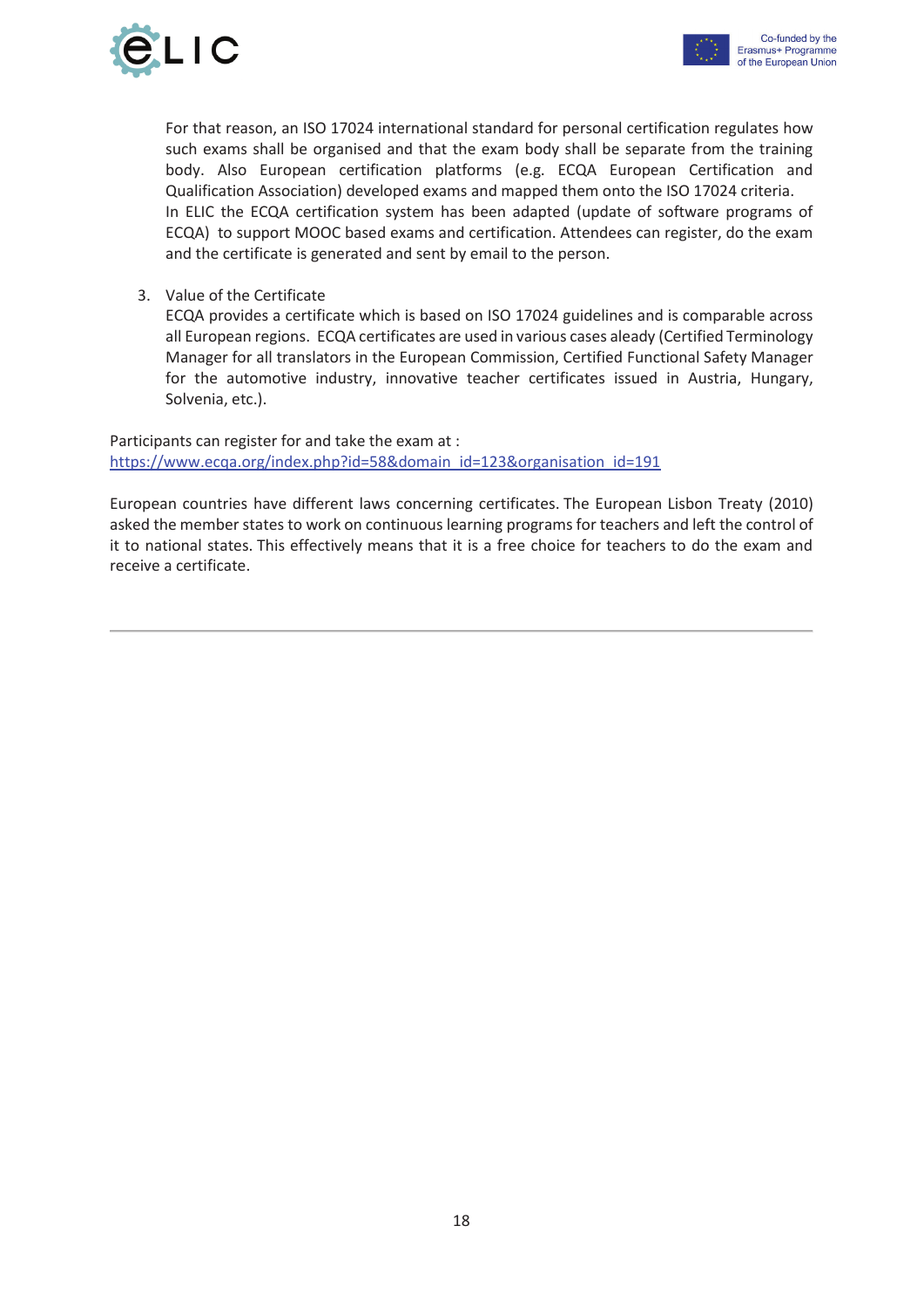For that reason, an ISO 17024 international standard for personal certification regulates how such exams shall be organised and that the exam body shall be separate from the training body. Also European certification platforms (e.g. ECQA European Certification and Qualification Association) developed exams and mapped them onto the ISO 17024 criteria.
In ELIC the ECQA certification system has been adapted (update of software programs of ECQA) to support MOOC based exams and certification. Attendees can register, do the exam and the certificate is generated and sent by email to the person.

3. Value of the Certificate
   ECQA provides a certificate which is based on ISO 17024 guidelines and is comparable across all European regions. ECQA certificates are used in various cases aleady (Certified Terminology Manager for all translators in the European Commission, Certified Functional Safety Manager for the automotive industry, innovative teacher certificates issued in Austria, Hungary, Solvenia, etc.).

Participants can register for and take the exam at :
https://www.ecqa.org/index.php?id=58&domain_id=123&organisation_id=191

European countries have different laws concerning certificates. The European Lisbon Treaty (2010) asked the member states to work on continuous learning programs for teachers and left the control of it to national states. This effectively means that it is a free choice for teachers to do the exam and receive a certificate.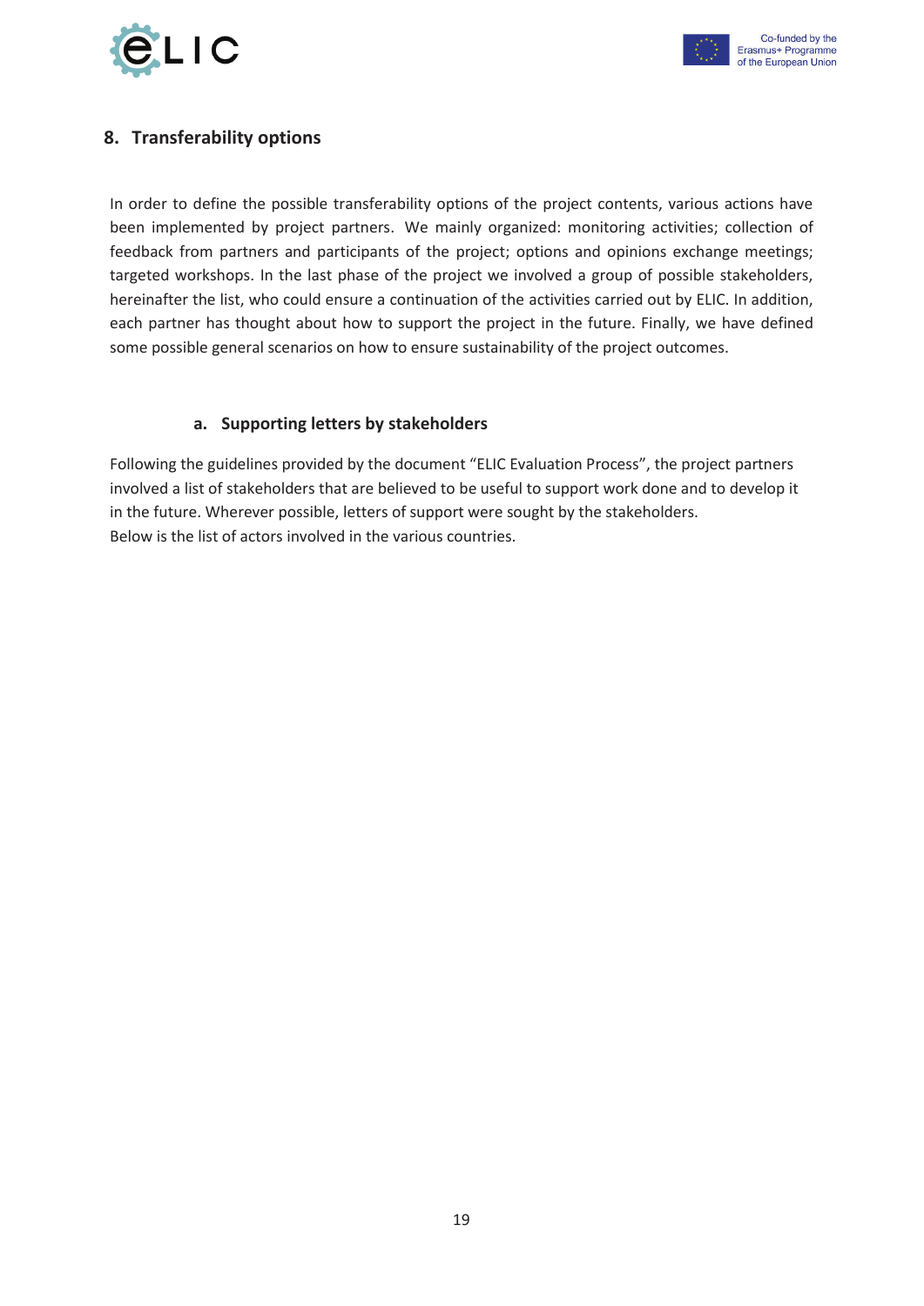## 8. Transferability options

In order to define the possible transferability options of the project contents, various actions have been implemented by project partners. We mainly organized: monitoring activities; collection of feedback from partners and participants of the project; options and opinions exchange meetings; targeted workshops. In the last phase of the project we involved a group of possible stakeholders, hereinafter the list, who could ensure a continuation of the activities carried out by ELIC. In addition, each partner has thought about how to support the project in the future. Finally, we have defined some possible general scenarios on how to ensure sustainability of the project outcomes.

### a. Supporting letters by stakeholders

Following the guidelines provided by the document "ELIC Evaluation Process", the project partners involved a list of stakeholders that are believed to be useful to support work done and to develop it in the future. Wherever possible, letters of support were sought by the stakeholders.
Below is the list of actors involved in the various countries.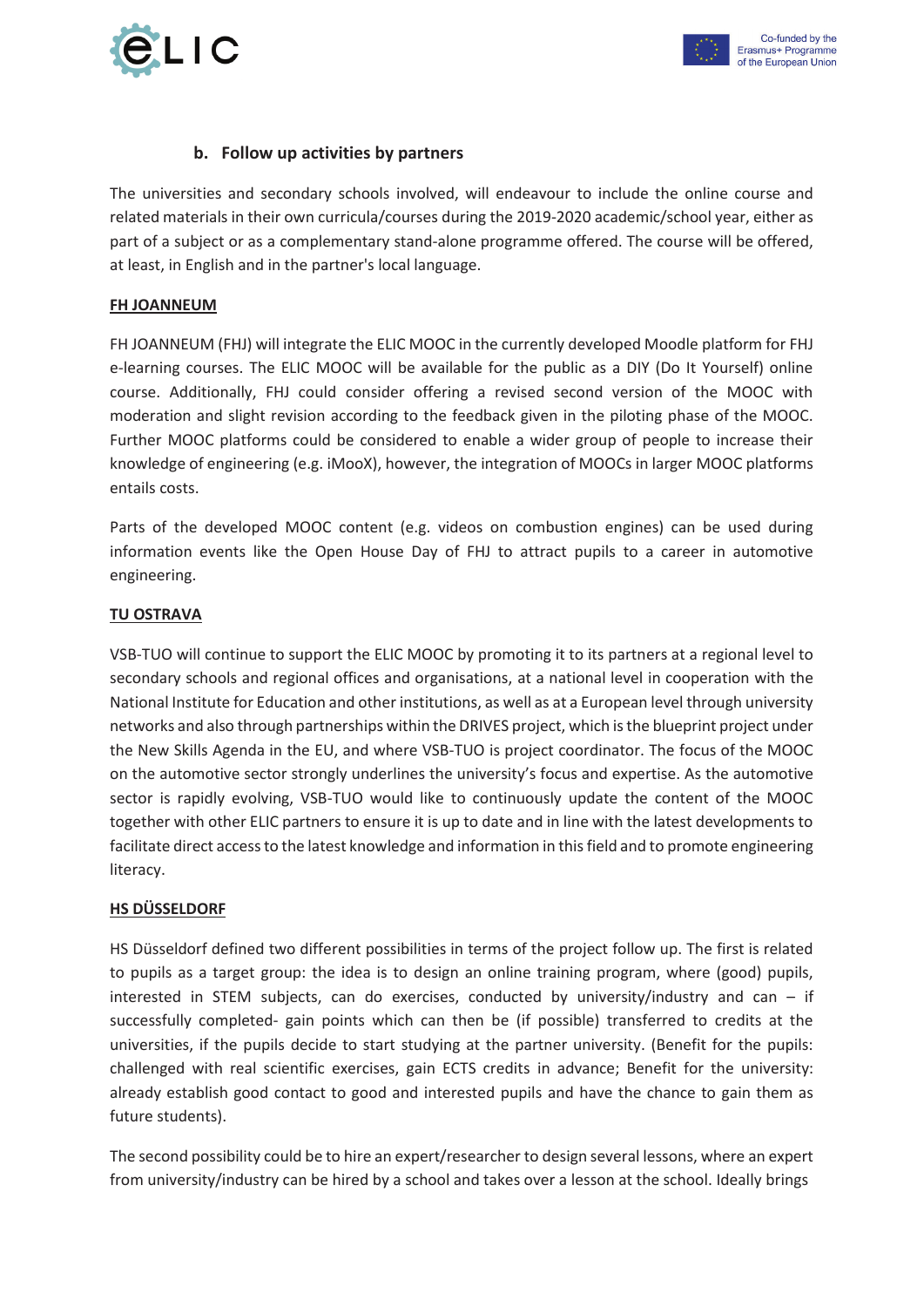### b. Follow up activities by partners

The universities and secondary schools involved, will endeavour to include the online course and related materials in their own curricula/courses during the 2019-2020 academic/school year, either as part of a subject or as a complementary stand-alone programme offered. The course will be offered, at least, in English and in the partner's local language.

**FH JOANNEUM**

FH JOANNEUM (FHJ) will integrate the ELIC MOOC in the currently developed Moodle platform for FHJ e-learning courses. The ELIC MOOC will be available for the public as a DIY (Do It Yourself) online course. Additionally, FHJ could consider offering a revised second version of the MOOC with moderation and slight revision according to the feedback given in the piloting phase of the MOOC. Further MOOC platforms could be considered to enable a wider group of people to increase their knowledge of engineering (e.g. iMooX), however, the integration of MOOCs in larger MOOC platforms entails costs.

Parts of the developed MOOC content (e.g. videos on combustion engines) can be used during information events like the Open House Day of FHJ to attract pupils to a career in automotive engineering.

**TU OSTRAVA**

VSB-TUO will continue to support the ELIC MOOC by promoting it to its partners at a regional level to secondary schools and regional offices and organisations, at a national level in cooperation with the National Institute for Education and other institutions, as well as at a European level through university networks and also through partnerships within the DRIVES project, which is the blueprint project under the New Skills Agenda in the EU, and where VSB-TUO is project coordinator. The focus of the MOOC on the automotive sector strongly underlines the university's focus and expertise. As the automotive sector is rapidly evolving, VSB-TUO would like to continuously update the content of the MOOC together with other ELIC partners to ensure it is up to date and in line with the latest developments to facilitate direct access to the latest knowledge and information in this field and to promote engineering literacy.

**HS DÜSSELDORF**

HS Düsseldorf defined two different possibilities in terms of the project follow up. The first is related to pupils as a target group: the idea is to design an online training program, where (good) pupils, interested in STEM subjects, can do exercises, conducted by university/industry and can – if successfully completed- gain points which can then be (if possible) transferred to credits at the universities, if the pupils decide to start studying at the partner university. (Benefit for the pupils: challenged with real scientific exercises, gain ECTS credits in advance; Benefit for the university: already establish good contact to good and interested pupils and have the chance to gain them as future students).

The second possibility could be to hire an expert/researcher to design several lessons, where an expert from university/industry can be hired by a school and takes over a lesson at the school. Ideally brings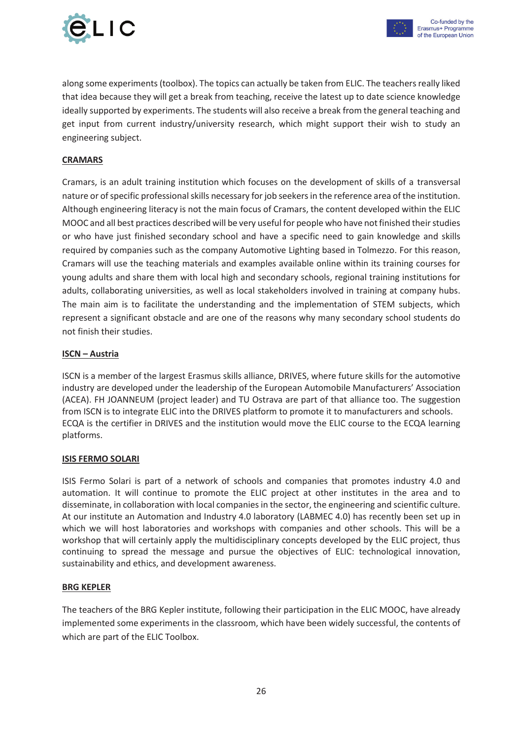along some experiments (toolbox). The topics can actually be taken from ELIC. The teachers really liked that idea because they will get a break from teaching, receive the latest up to date science knowledge ideally supported by experiments. The students will also receive a break from the general teaching and get input from current industry/university research, which might support their wish to study an engineering subject.

**CRAMARS**

Cramars, is an adult training institution which focuses on the development of skills of a transversal nature or of specific professional skills necessary for job seekers in the reference area of the institution. Although engineering literacy is not the main focus of Cramars, the content developed within the ELIC MOOC and all best practices described will be very useful for people who have not finished their studies or who have just finished secondary school and have a specific need to gain knowledge and skills required by companies such as the company Automotive Lighting based in Tolmezzo. For this reason, Cramars will use the teaching materials and examples available online within its training courses for young adults and share them with local high and secondary schools, regional training institutions for adults, collaborating universities, as well as local stakeholders involved in training at company hubs. The main aim is to facilitate the understanding and the implementation of STEM subjects, which represent a significant obstacle and are one of the reasons why many secondary school students do not finish their studies.

**ISCN – Austria**

ISCN is a member of the largest Erasmus skills alliance, DRIVES, where future skills for the automotive industry are developed under the leadership of the European Automobile Manufacturers' Association (ACEA). FH JOANNEUM (project leader) and TU Ostrava are part of that alliance too. The suggestion from ISCN is to integrate ELIC into the DRIVES platform to promote it to manufacturers and schools. ECQA is the certifier in DRIVES and the institution would move the ELIC course to the ECQA learning platforms.

**ISIS FERMO SOLARI**

ISIS Fermo Solari is part of a network of schools and companies that promotes industry 4.0 and automation. It will continue to promote the ELIC project at other institutes in the area and to disseminate, in collaboration with local companies in the sector, the engineering and scientific culture. At our institute an Automation and Industry 4.0 laboratory (LABMEC 4.0) has recently been set up in which we will host laboratories and workshops with companies and other schools. This will be a workshop that will certainly apply the multidisciplinary concepts developed by the ELIC project, thus continuing to spread the message and pursue the objectives of ELIC: technological innovation, sustainability and ethics, and development awareness.

**BRG KEPLER**

The teachers of the BRG Kepler institute, following their participation in the ELIC MOOC, have already implemented some experiments in the classroom, which have been widely successful, the contents of which are part of the ELIC Toolbox.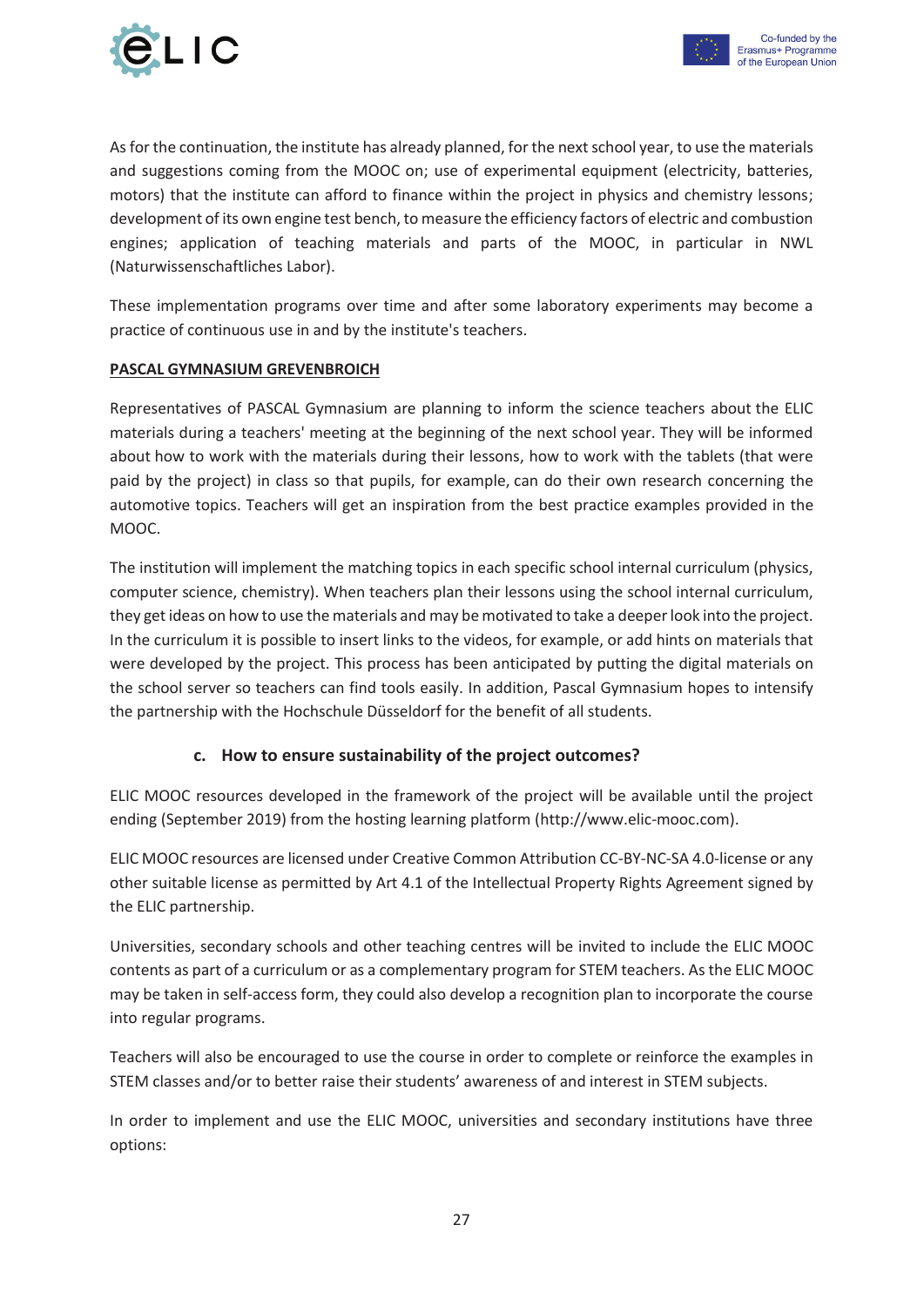As for the continuation, the institute has already planned, for the next school year, to use the materials and suggestions coming from the MOOC on; use of experimental equipment (electricity, batteries, motors) that the institute can afford to finance within the project in physics and chemistry lessons; development of its own engine test bench, to measure the efficiency factors of electric and combustion engines; application of teaching materials and parts of the MOOC, in particular in NWL (Naturwissenschaftliches Labor).

These implementation programs over time and after some laboratory experiments may become a practice of continuous use in and by the institute's teachers.

**PASCAL GYMNASIUM GREVENBROICH**

Representatives of PASCAL Gymnasium are planning to inform the science teachers about the ELIC materials during a teachers' meeting at the beginning of the next school year. They will be informed about how to work with the materials during their lessons, how to work with the tablets (that were paid by the project) in class so that pupils, for example, can do their own research concerning the automotive topics. Teachers will get an inspiration from the best practice examples provided in the MOOC.

The institution will implement the matching topics in each specific school internal curriculum (physics, computer science, chemistry). When teachers plan their lessons using the school internal curriculum, they get ideas on how to use the materials and may be motivated to take a deeper look into the project. In the curriculum it is possible to insert links to the videos, for example, or add hints on materials that were developed by the project. This process has been anticipated by putting the digital materials on the school server so teachers can find tools easily. In addition, Pascal Gymnasium hopes to intensify the partnership with the Hochschule Düsseldorf for the benefit of all students.

### c. How to ensure sustainability of the project outcomes?

ELIC MOOC resources developed in the framework of the project will be available until the project ending (September 2019) from the hosting learning platform (http://www.elic-mooc.com).

ELIC MOOC resources are licensed under Creative Common Attribution CC-BY-NC-SA 4.0-license or any other suitable license as permitted by Art 4.1 of the Intellectual Property Rights Agreement signed by the ELIC partnership.

Universities, secondary schools and other teaching centres will be invited to include the ELIC MOOC contents as part of a curriculum or as a complementary program for STEM teachers. As the ELIC MOOC may be taken in self-access form, they could also develop a recognition plan to incorporate the course into regular programs.

Teachers will also be encouraged to use the course in order to complete or reinforce the examples in STEM classes and/or to better raise their students' awareness of and interest in STEM subjects.

In order to implement and use the ELIC MOOC, universities and secondary institutions have three options: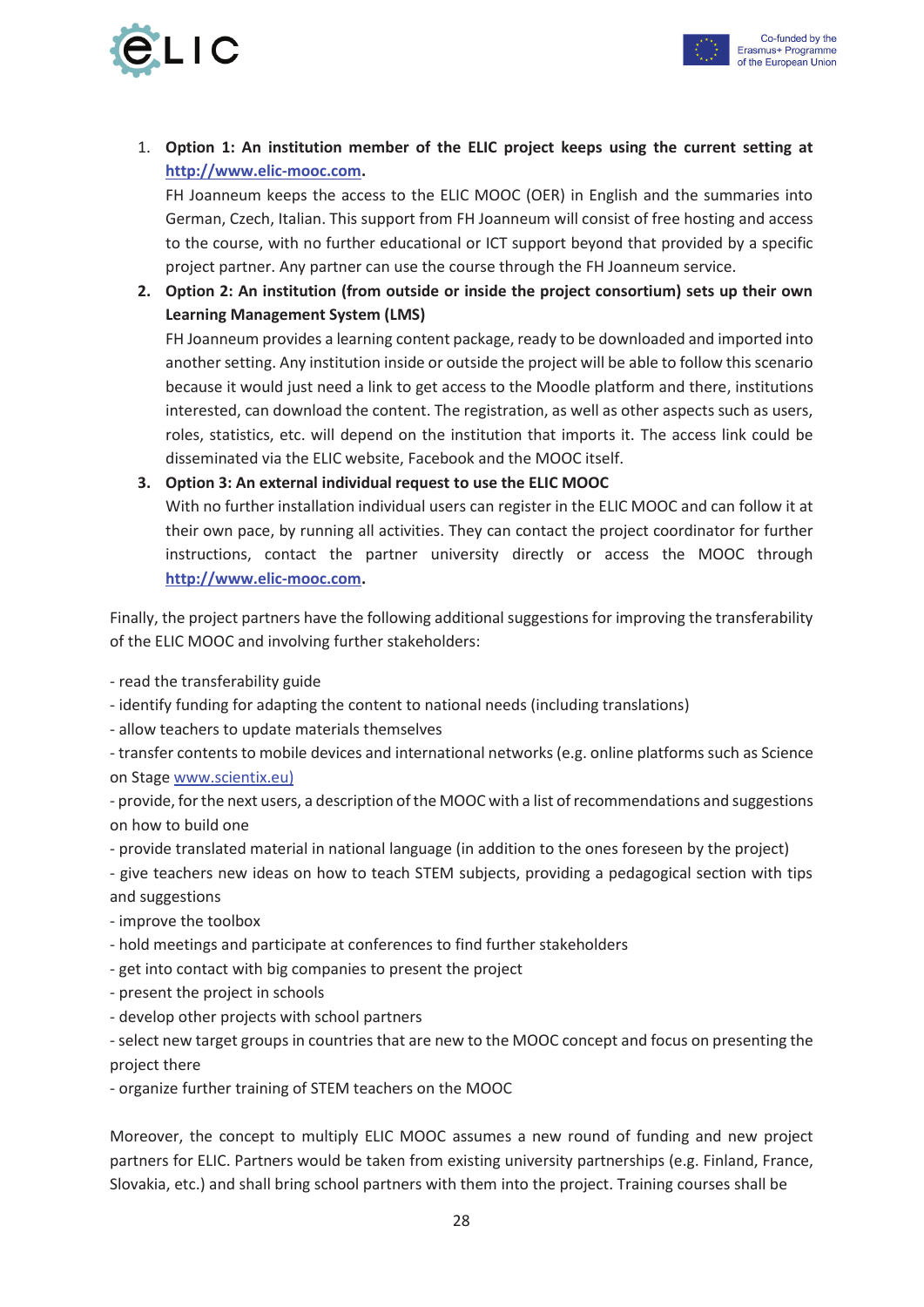1. **Option 1: An institution member of the ELIC project keeps using the current setting at [http://www.elic-mooc.com](http://www.elic-mooc.com).**
   FH Joanneum keeps the access to the ELIC MOOC (OER) in English and the summaries into German, Czech, Italian. This support from FH Joanneum will consist of free hosting and access to the course, with no further educational or ICT support beyond that provided by a specific project partner. Any partner can use the course through the FH Joanneum service.
2. **Option 2: An institution (from outside or inside the project consortium) sets up their own Learning Management System (LMS)**
   FH Joanneum provides a learning content package, ready to be downloaded and imported into another setting. Any institution inside or outside the project will be able to follow this scenario because it would just need a link to get access to the Moodle platform and there, institutions interested, can download the content. The registration, as well as other aspects such as users, roles, statistics, etc. will depend on the institution that imports it. The access link could be disseminated via the ELIC website, Facebook and the MOOC itself.
3. **Option 3: An external individual request to use the ELIC MOOC**
   With no further installation individual users can register in the ELIC MOOC and can follow it at their own pace, by running all activities. They can contact the project coordinator for further instructions, contact the partner university directly or access the MOOC through **[http://www.elic-mooc.com](http://www.elic-mooc.com).**

Finally, the project partners have the following additional suggestions for improving the transferability of the ELIC MOOC and involving further stakeholders:

- read the transferability guide
- identify funding for adapting the content to national needs (including translations)
- allow teachers to update materials themselves
- transfer contents to mobile devices and international networks (e.g. online platforms such as Science on Stage [www.scientix.eu)](www.scientix.eu)
- provide, for the next users, a description of the MOOC with a list of recommendations and suggestions on how to build one
- provide translated material in national language (in addition to the ones foreseen by the project)
- give teachers new ideas on how to teach STEM subjects, providing a pedagogical section with tips and suggestions
- improve the toolbox
- hold meetings and participate at conferences to find further stakeholders
- get into contact with big companies to present the project
- present the project in schools
- develop other projects with school partners
- select new target groups in countries that are new to the MOOC concept and focus on presenting the project there
- organize further training of STEM teachers on the MOOC

Moreover, the concept to multiply ELIC MOOC assumes a new round of funding and new project partners for ELIC. Partners would be taken from existing university partnerships (e.g. Finland, France, Slovakia, etc.) and shall bring school partners with them into the project. Training courses shall be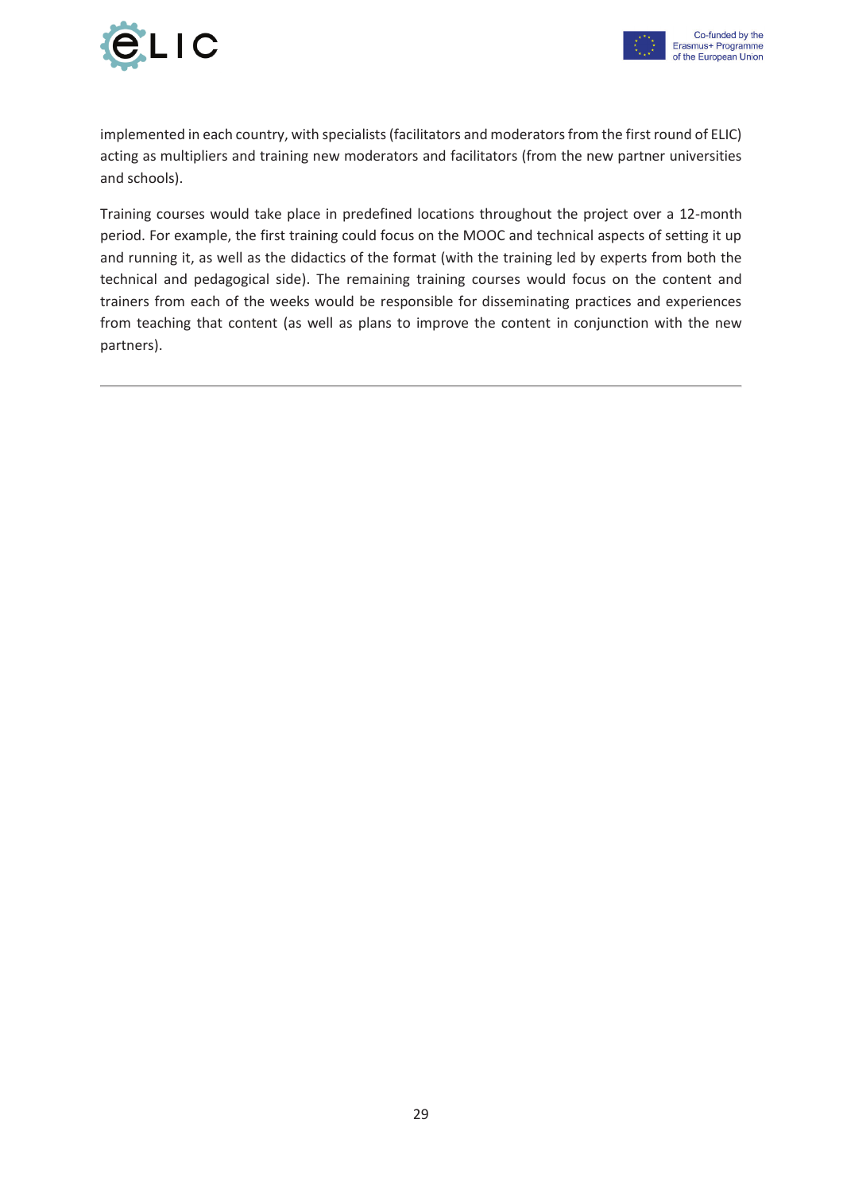implemented in each country, with specialists (facilitators and moderators from the first round of ELIC) acting as multipliers and training new moderators and facilitators (from the new partner universities and schools).

Training courses would take place in predefined locations throughout the project over a 12-month period. For example, the first training could focus on the MOOC and technical aspects of setting it up and running it, as well as the didactics of the format (with the training led by experts from both the technical and pedagogical side). The remaining training courses would focus on the content and trainers from each of the weeks would be responsible for disseminating practices and experiences from teaching that content (as well as plans to improve the content in conjunction with the new partners).

---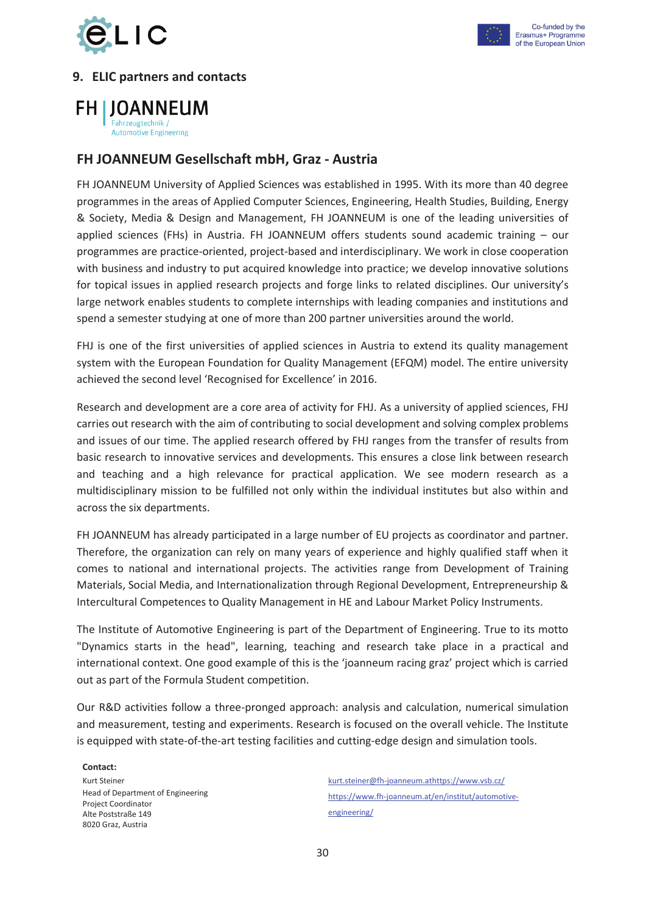## 9. ELIC partners and contacts

FH | JOANNEUM
Fahrzeugtechnik /
Automotive Engineering

### FH JOANNEUM Gesellschaft mbH, Graz - Austria

FH JOANNEUM University of Applied Sciences was established in 1995. With its more than 40 degree programmes in the areas of Applied Computer Sciences, Engineering, Health Studies, Building, Energy & Society, Media & Design and Management, FH JOANNEUM is one of the leading universities of applied sciences (FHs) in Austria. FH JOANNEUM offers students sound academic training – our programmes are practice-oriented, project-based and interdisciplinary. We work in close cooperation with business and industry to put acquired knowledge into practice; we develop innovative solutions for topical issues in applied research projects and forge links to related disciplines. Our university's large network enables students to complete internships with leading companies and institutions and spend a semester studying at one of more than 200 partner universities around the world.

FHJ is one of the first universities of applied sciences in Austria to extend its quality management system with the European Foundation for Quality Management (EFQM) model. The entire university achieved the second level 'Recognised for Excellence' in 2016.

Research and development are a core area of activity for FHJ. As a university of applied sciences, FHJ carries out research with the aim of contributing to social development and solving complex problems and issues of our time. The applied research offered by FHJ ranges from the transfer of results from basic research to innovative services and developments. This ensures a close link between research and teaching and a high relevance for practical application. We see modern research as a multidisciplinary mission to be fulfilled not only within the individual institutes but also within and across the six departments.

FH JOANNEUM has already participated in a large number of EU projects as coordinator and partner. Therefore, the organization can rely on many years of experience and highly qualified staff when it comes to national and international projects. The activities range from Development of Training Materials, Social Media, and Internationalization through Regional Development, Entrepreneurship & Intercultural Competences to Quality Management in HE and Labour Market Policy Instruments.

The Institute of Automotive Engineering is part of the Department of Engineering. True to its motto "Dynamics starts in the head", learning, teaching and research take place in a practical and international context. One good example of this is the 'joanneum racing graz' project which is carried out as part of the Formula Student competition.

Our R&D activities follow a three-pronged approach: analysis and calculation, numerical simulation and measurement, testing and experiments. Research is focused on the overall vehicle. The Institute is equipped with state-of-the-art testing facilities and cutting-edge design and simulation tools.

**Contact:**

Kurt Steiner
Head of Department of Engineering
Project Coordinator
Alte Poststraße 149
8020 Graz, Austria

kurt.steiner@fh-joanneum.athttps://www.vsb.cz/
https://www.fh-joanneum.at/en/institut/automotive-engineering/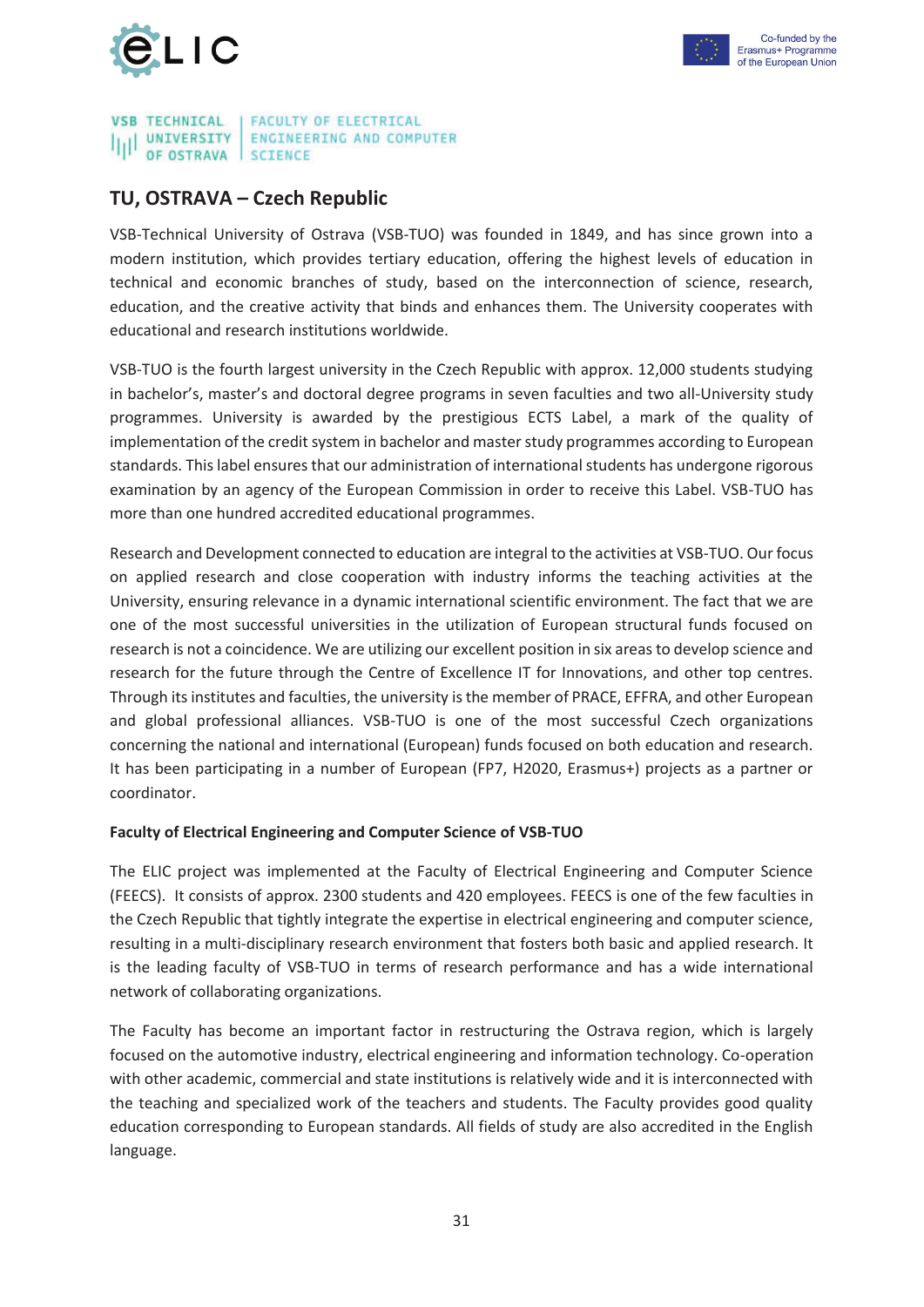VSB TECHNICAL UNIVERSITY OF OSTRAVA | FACULTY OF ELECTRICAL ENGINEERING AND COMPUTER SCIENCE

## TU, OSTRAVA – Czech Republic

VSB-Technical University of Ostrava (VSB-TUO) was founded in 1849, and has since grown into a modern institution, which provides tertiary education, offering the highest levels of education in technical and economic branches of study, based on the interconnection of science, research, education, and the creative activity that binds and enhances them. The University cooperates with educational and research institutions worldwide.

VSB-TUO is the fourth largest university in the Czech Republic with approx. 12,000 students studying in bachelor's, master's and doctoral degree programs in seven faculties and two all-University study programmes. University is awarded by the prestigious ECTS Label, a mark of the quality of implementation of the credit system in bachelor and master study programmes according to European standards. This label ensures that our administration of international students has undergone rigorous examination by an agency of the European Commission in order to receive this Label. VSB-TUO has more than one hundred accredited educational programmes.

Research and Development connected to education are integral to the activities at VSB-TUO. Our focus on applied research and close cooperation with industry informs the teaching activities at the University, ensuring relevance in a dynamic international scientific environment. The fact that we are one of the most successful universities in the utilization of European structural funds focused on research is not a coincidence. We are utilizing our excellent position in six areas to develop science and research for the future through the Centre of Excellence IT for Innovations, and other top centres. Through its institutes and faculties, the university is the member of PRACE, EFFRA, and other European and global professional alliances. VSB-TUO is one of the most successful Czech organizations concerning the national and international (European) funds focused on both education and research. It has been participating in a number of European (FP7, H2020, Erasmus+) projects as a partner or coordinator.

**Faculty of Electrical Engineering and Computer Science of VSB-TUO**

The ELIC project was implemented at the Faculty of Electrical Engineering and Computer Science (FEECS). It consists of approx. 2300 students and 420 employees. FEECS is one of the few faculties in the Czech Republic that tightly integrate the expertise in electrical engineering and computer science, resulting in a multi-disciplinary research environment that fosters both basic and applied research. It is the leading faculty of VSB-TUO in terms of research performance and has a wide international network of collaborating organizations.

The Faculty has become an important factor in restructuring the Ostrava region, which is largely focused on the automotive industry, electrical engineering and information technology. Co-operation with other academic, commercial and state institutions is relatively wide and it is interconnected with the teaching and specialized work of the teachers and students. The Faculty provides good quality education corresponding to European standards. All fields of study are also accredited in the English language.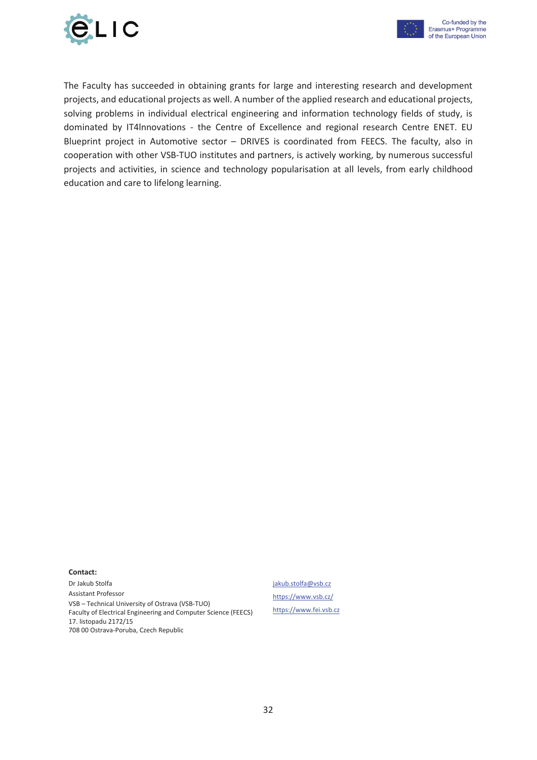The Faculty has succeeded in obtaining grants for large and interesting research and development projects, and educational projects as well. A number of the applied research and educational projects, solving problems in individual electrical engineering and information technology fields of study, is dominated by IT4Innovations - the Centre of Excellence and regional research Centre ENET. EU Blueprint project in Automotive sector – DRIVES is coordinated from FEECS. The faculty, also in cooperation with other VSB-TUO institutes and partners, is actively working, by numerous successful projects and activities, in science and technology popularisation at all levels, from early childhood education and care to lifelong learning.

**Contact:**

Dr Jakub Stolfa
Assistant Professor
VSB – Technical University of Ostrava (VSB-TUO)
Faculty of Electrical Engineering and Computer Science (FEECS)
17. listopadu 2172/15
708 00 Ostrava-Poruba, Czech Republic

jakub.stolfa@vsb.cz
https://www.vsb.cz/
https://www.fei.vsb.cz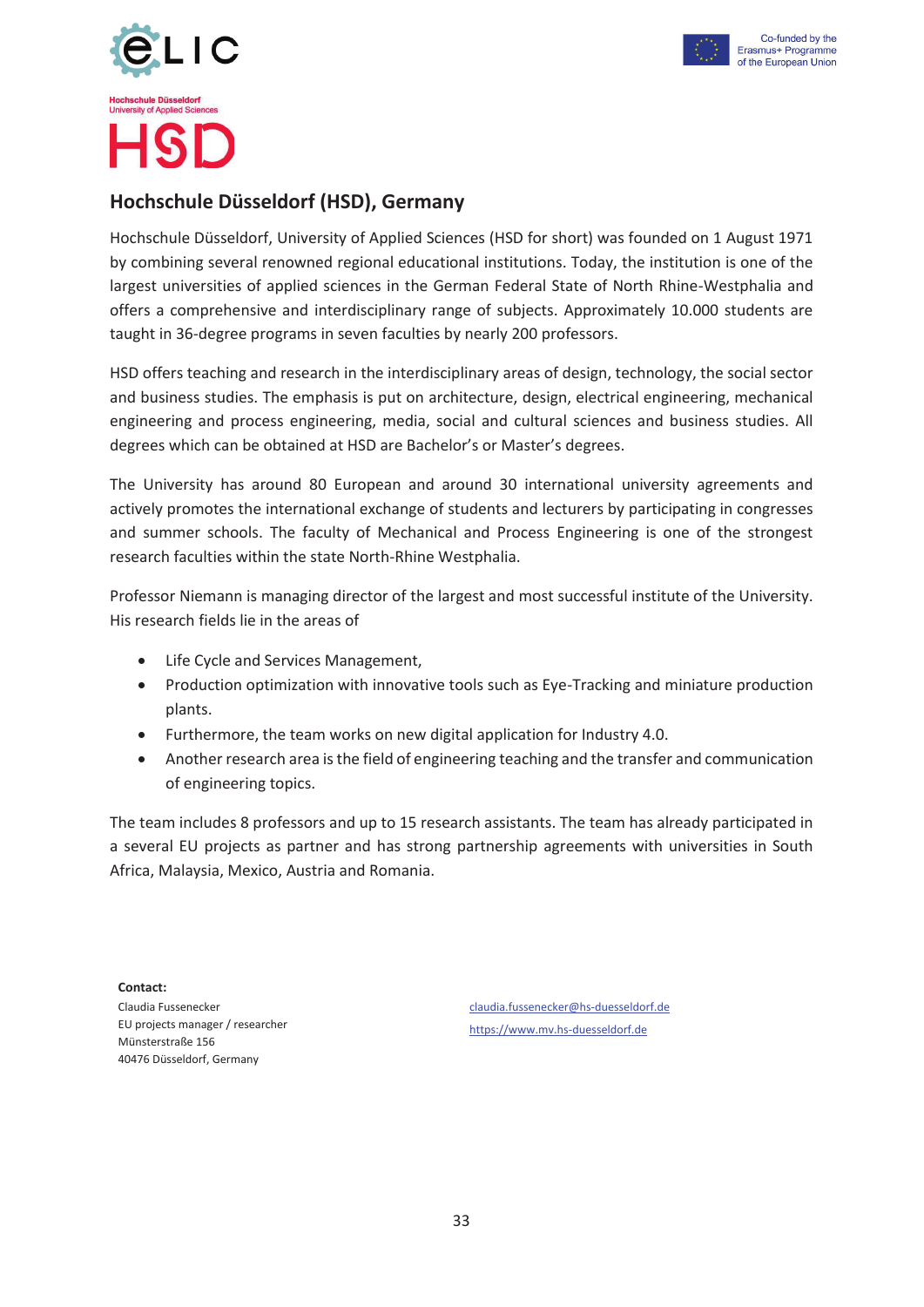## Hochschule Düsseldorf (HSD), Germany

Hochschule Düsseldorf, University of Applied Sciences (HSD for short) was founded on 1 August 1971 by combining several renowned regional educational institutions. Today, the institution is one of the largest universities of applied sciences in the German Federal State of North Rhine-Westphalia and offers a comprehensive and interdisciplinary range of subjects. Approximately 10.000 students are taught in 36-degree programs in seven faculties by nearly 200 professors.

HSD offers teaching and research in the interdisciplinary areas of design, technology, the social sector and business studies. The emphasis is put on architecture, design, electrical engineering, mechanical engineering and process engineering, media, social and cultural sciences and business studies. All degrees which can be obtained at HSD are Bachelor's or Master's degrees.

The University has around 80 European and around 30 international university agreements and actively promotes the international exchange of students and lecturers by participating in congresses and summer schools. The faculty of Mechanical and Process Engineering is one of the strongest research faculties within the state North-Rhine Westphalia.

Professor Niemann is managing director of the largest and most successful institute of the University. His research fields lie in the areas of

- Life Cycle and Services Management,
- Production optimization with innovative tools such as Eye-Tracking and miniature production plants.
- Furthermore, the team works on new digital application for Industry 4.0.
- Another research area is the field of engineering teaching and the transfer and communication of engineering topics.

The team includes 8 professors and up to 15 research assistants. The team has already participated in a several EU projects as partner and has strong partnership agreements with universities in South Africa, Malaysia, Mexico, Austria and Romania.

**Contact:**
Claudia Fussenecker
EU projects manager / researcher
Münsterstraße 156
40476 Düsseldorf, Germany

claudia.fussenecker@hs-duesseldorf.de
https://www.mv.hs-duesseldorf.de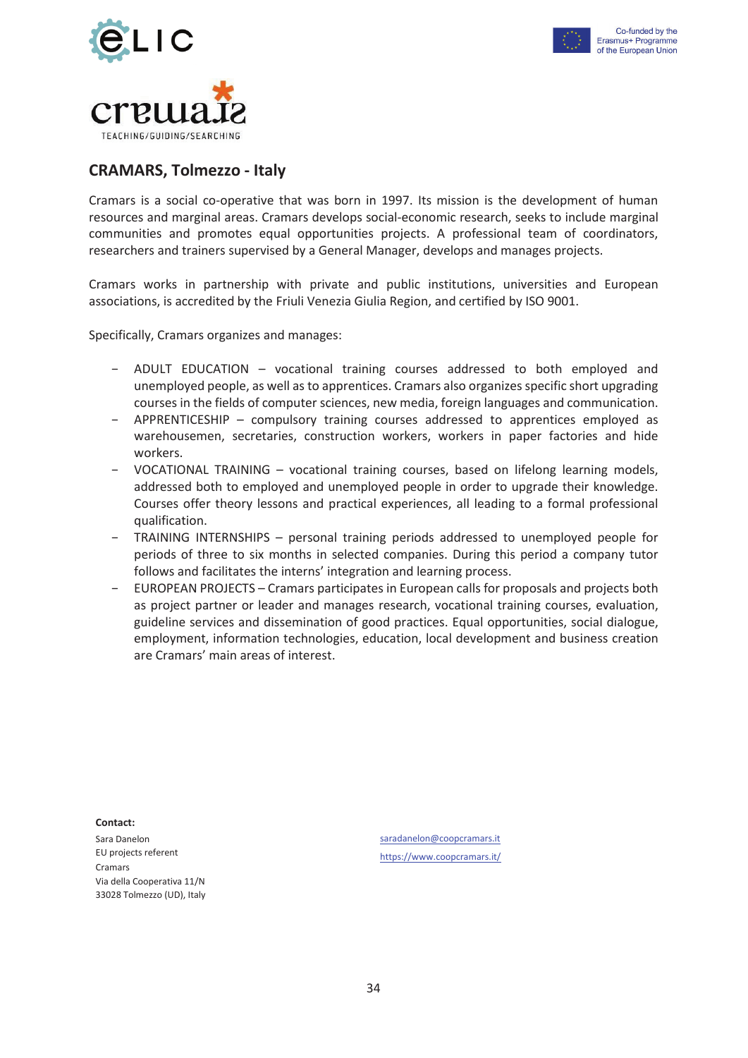## CRAMARS, Tolmezzo - Italy

Cramars is a social co-operative that was born in 1997. Its mission is the development of human resources and marginal areas. Cramars develops social-economic research, seeks to include marginal communities and promotes equal opportunities projects. A professional team of coordinators, researchers and trainers supervised by a General Manager, develops and manages projects.

Cramars works in partnership with private and public institutions, universities and European associations, is accredited by the Friuli Venezia Giulia Region, and certified by ISO 9001.

Specifically, Cramars organizes and manages:

- ADULT EDUCATION – vocational training courses addressed to both employed and unemployed people, as well as to apprentices. Cramars also organizes specific short upgrading courses in the fields of computer sciences, new media, foreign languages and communication.
- APPRENTICESHIP – compulsory training courses addressed to apprentices employed as warehousemen, secretaries, construction workers, workers in paper factories and hide workers.
- VOCATIONAL TRAINING – vocational training courses, based on lifelong learning models, addressed both to employed and unemployed people in order to upgrade their knowledge. Courses offer theory lessons and practical experiences, all leading to a formal professional qualification.
- TRAINING INTERNSHIPS – personal training periods addressed to unemployed people for periods of three to six months in selected companies. During this period a company tutor follows and facilitates the interns' integration and learning process.
- EUROPEAN PROJECTS – Cramars participates in European calls for proposals and projects both as project partner or leader and manages research, vocational training courses, evaluation, guideline services and dissemination of good practices. Equal opportunities, social dialogue, employment, information technologies, education, local development and business creation are Cramars' main areas of interest.

**Contact:**

Sara Danelon
EU projects referent
Cramars
Via della Cooperativa 11/N
33028 Tolmezzo (UD), Italy

saradanelon@coopcramars.it
https://www.coopcramars.it/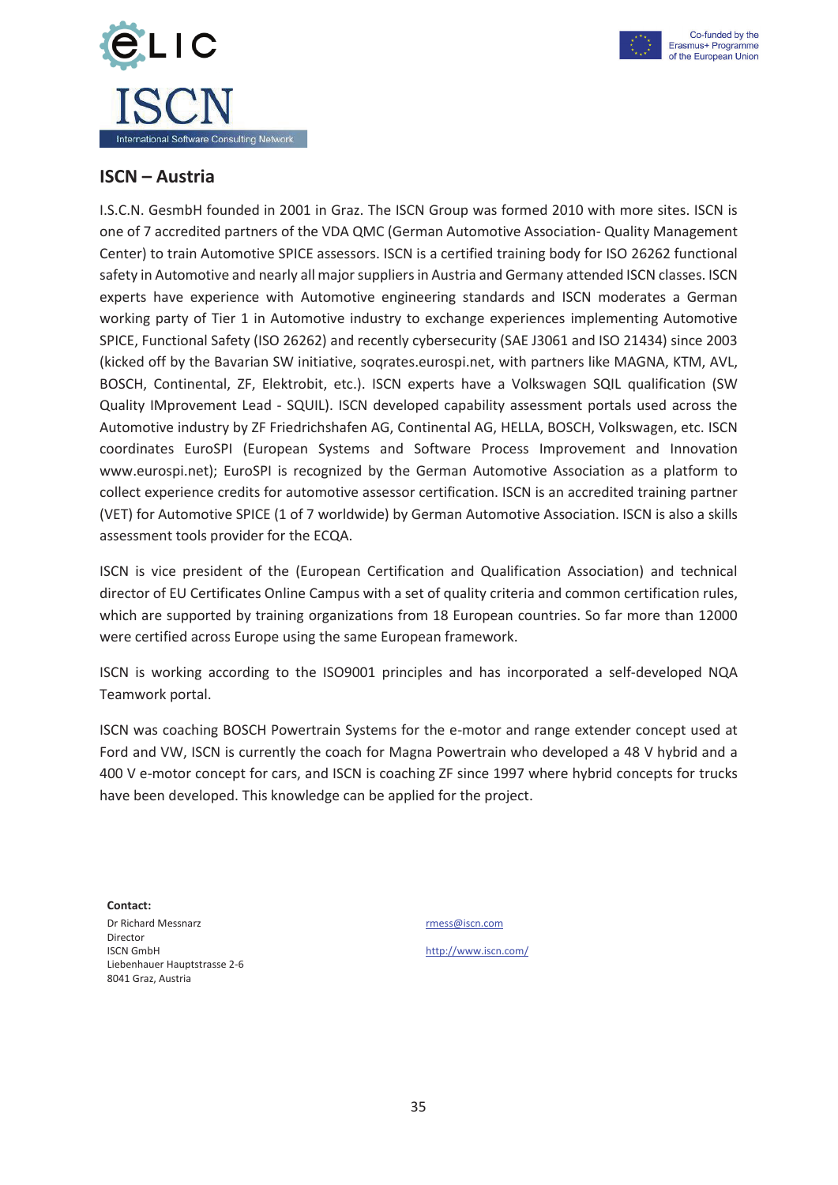## ISCN – Austria

I.S.C.N. GesmbH founded in 2001 in Graz. The ISCN Group was formed 2010 with more sites. ISCN is one of 7 accredited partners of the VDA QMC (German Automotive Association- Quality Management Center) to train Automotive SPICE assessors. ISCN is a certified training body for ISO 26262 functional safety in Automotive and nearly all major suppliers in Austria and Germany attended ISCN classes. ISCN experts have experience with Automotive engineering standards and ISCN moderates a German working party of Tier 1 in Automotive industry to exchange experiences implementing Automotive SPICE, Functional Safety (ISO 26262) and recently cybersecurity (SAE J3061 and ISO 21434) since 2003 (kicked off by the Bavarian SW initiative, soqrates.eurospi.net, with partners like MAGNA, KTM, AVL, BOSCH, Continental, ZF, Elektrobit, etc.). ISCN experts have a Volkswagen SQIL qualification (SW Quality IMprovement Lead - SQUIL). ISCN developed capability assessment portals used across the Automotive industry by ZF Friedrichshafen AG, Continental AG, HELLA, BOSCH, Volkswagen, etc. ISCN coordinates EuroSPI (European Systems and Software Process Improvement and Innovation www.eurospi.net); EuroSPI is recognized by the German Automotive Association as a platform to collect experience credits for automotive assessor certification. ISCN is an accredited training partner (VET) for Automotive SPICE (1 of 7 worldwide) by German Automotive Association. ISCN is also a skills assessment tools provider for the ECQA.

ISCN is vice president of the (European Certification and Qualification Association) and technical director of EU Certificates Online Campus with a set of quality criteria and common certification rules, which are supported by training organizations from 18 European countries. So far more than 12000 were certified across Europe using the same European framework.

ISCN is working according to the ISO9001 principles and has incorporated a self-developed NQA Teamwork portal.

ISCN was coaching BOSCH Powertrain Systems for the e-motor and range extender concept used at Ford and VW, ISCN is currently the coach for Magna Powertrain who developed a 48 V hybrid and a 400 V e-motor concept for cars, and ISCN is coaching ZF since 1997 where hybrid concepts for trucks have been developed. This knowledge can be applied for the project.

**Contact:**

Dr Richard Messnarz
Director
ISCN GmbH
Liebenhauer Hauptstrasse 2-6
8041 Graz, Austria

rmess@iscn.com

http://www.iscn.com/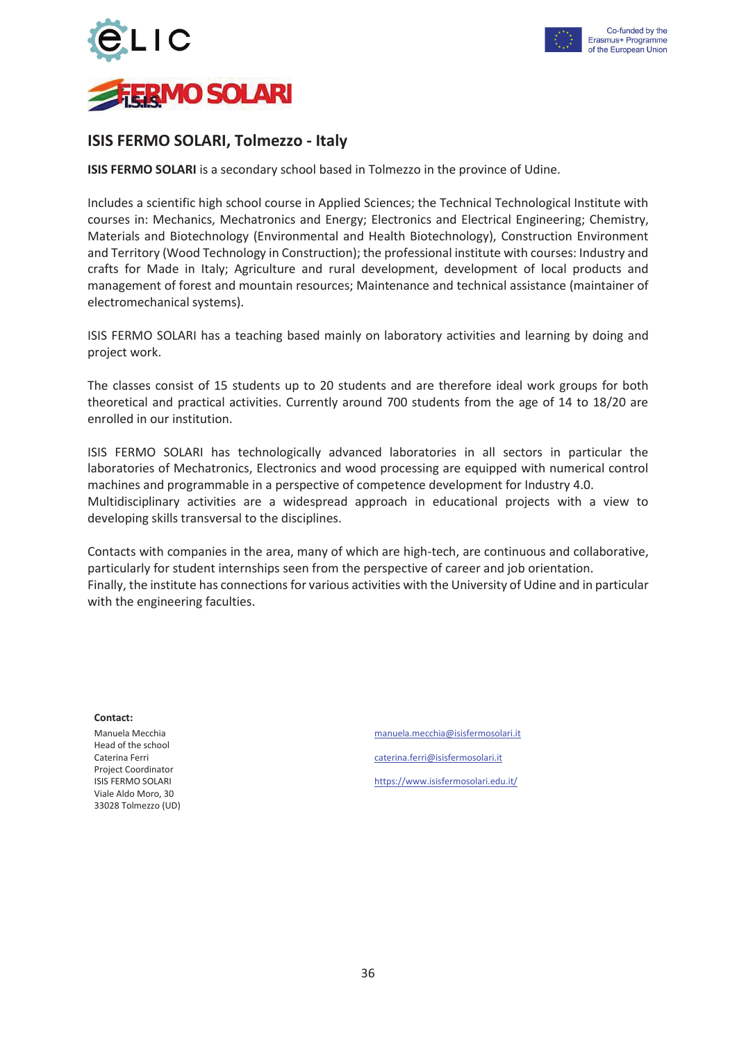## ISIS FERMO SOLARI, Tolmezzo - Italy

**ISIS FERMO SOLARI** is a secondary school based in Tolmezzo in the province of Udine.

Includes a scientific high school course in Applied Sciences; the Technical Technological Institute with courses in: Mechanics, Mechatronics and Energy; Electronics and Electrical Engineering; Chemistry, Materials and Biotechnology (Environmental and Health Biotechnology), Construction Environment and Territory (Wood Technology in Construction); the professional institute with courses: Industry and crafts for Made in Italy; Agriculture and rural development, development of local products and management of forest and mountain resources; Maintenance and technical assistance (maintainer of electromechanical systems).

ISIS FERMO SOLARI has a teaching based mainly on laboratory activities and learning by doing and project work.

The classes consist of 15 students up to 20 students and are therefore ideal work groups for both theoretical and practical activities. Currently around 700 students from the age of 14 to 18/20 are enrolled in our institution.

ISIS FERMO SOLARI has technologically advanced laboratories in all sectors in particular the laboratories of Mechatronics, Electronics and wood processing are equipped with numerical control machines and programmable in a perspective of competence development for Industry 4.0.
Multidisciplinary activities are a widespread approach in educational projects with a view to developing skills transversal to the disciplines.

Contacts with companies in the area, many of which are high-tech, are continuous and collaborative, particularly for student internships seen from the perspective of career and job orientation.
Finally, the institute has connections for various activities with the University of Udine and in particular with the engineering faculties.

**Contact:**

Manuela Mecchia
Head of the school — manuela.mecchia@isisfermosolari.it

Caterina Ferri
Project Coordinator — caterina.ferri@isisfermosolari.it

ISIS FERMO SOLARI — https://www.isisfermosolari.edu.it/
Viale Aldo Moro, 30
33028 Tolmezzo (UD)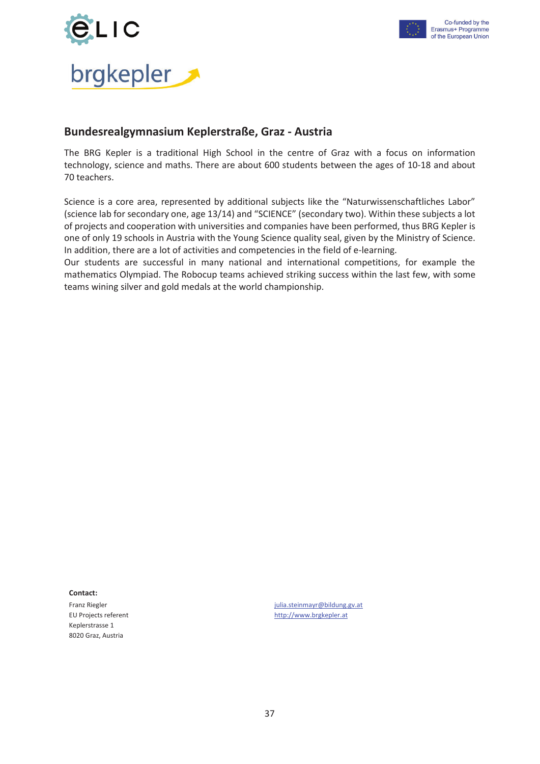brgkepler

## Bundesrealgymnasium Keplerstraße, Graz - Austria

The BRG Kepler is a traditional High School in the centre of Graz with a focus on information technology, science and maths. There are about 600 students between the ages of 10-18 and about 70 teachers.

Science is a core area, represented by additional subjects like the "Naturwissenschaftliches Labor" (science lab for secondary one, age 13/14) and "SCIENCE" (secondary two). Within these subjects a lot of projects and cooperation with universities and companies have been performed, thus BRG Kepler is one of only 19 schools in Austria with the Young Science quality seal, given by the Ministry of Science. In addition, there are a lot of activities and competencies in the field of e-learning.

Our students are successful in many national and international competitions, for example the mathematics Olympiad. The Robocup teams achieved striking success within the last few, with some teams wining silver and gold medals at the world championship.

**Contact:**

Franz Riegler
EU Projects referent
Keplerstrasse 1
8020 Graz, Austria

julia.steinmayr@bildung.gv.at
http://www.brgkepler.at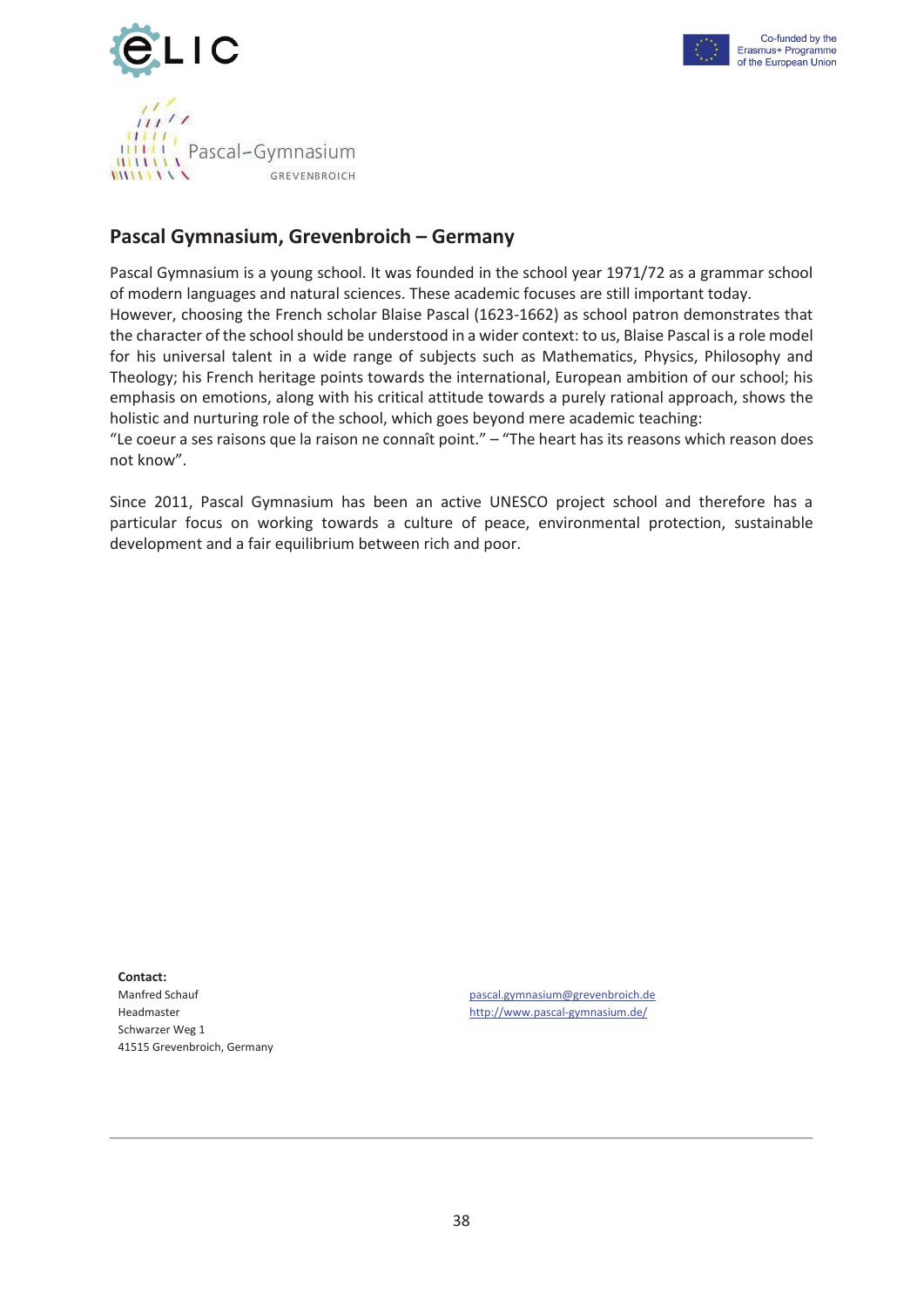## Pascal Gymnasium, Grevenbroich – Germany

Pascal Gymnasium is a young school. It was founded in the school year 1971/72 as a grammar school of modern languages and natural sciences. These academic focuses are still important today.
However, choosing the French scholar Blaise Pascal (1623-1662) as school patron demonstrates that the character of the school should be understood in a wider context: to us, Blaise Pascal is a role model for his universal talent in a wide range of subjects such as Mathematics, Physics, Philosophy and Theology; his French heritage points towards the international, European ambition of our school; his emphasis on emotions, along with his critical attitude towards a purely rational approach, shows the holistic and nurturing role of the school, which goes beyond mere academic teaching:
"Le coeur a ses raisons que la raison ne connaît point." – "The heart has its reasons which reason does not know".

Since 2011, Pascal Gymnasium has been an active UNESCO project school and therefore has a particular focus on working towards a culture of peace, environmental protection, sustainable development and a fair equilibrium between rich and poor.

**Contact:**
Manfred Schauf
Headmaster
Schwarzer Weg 1
41515 Grevenbroich, Germany

pascal.gymnasium@grevenbroich.de
http://www.pascal-gymnasium.de/